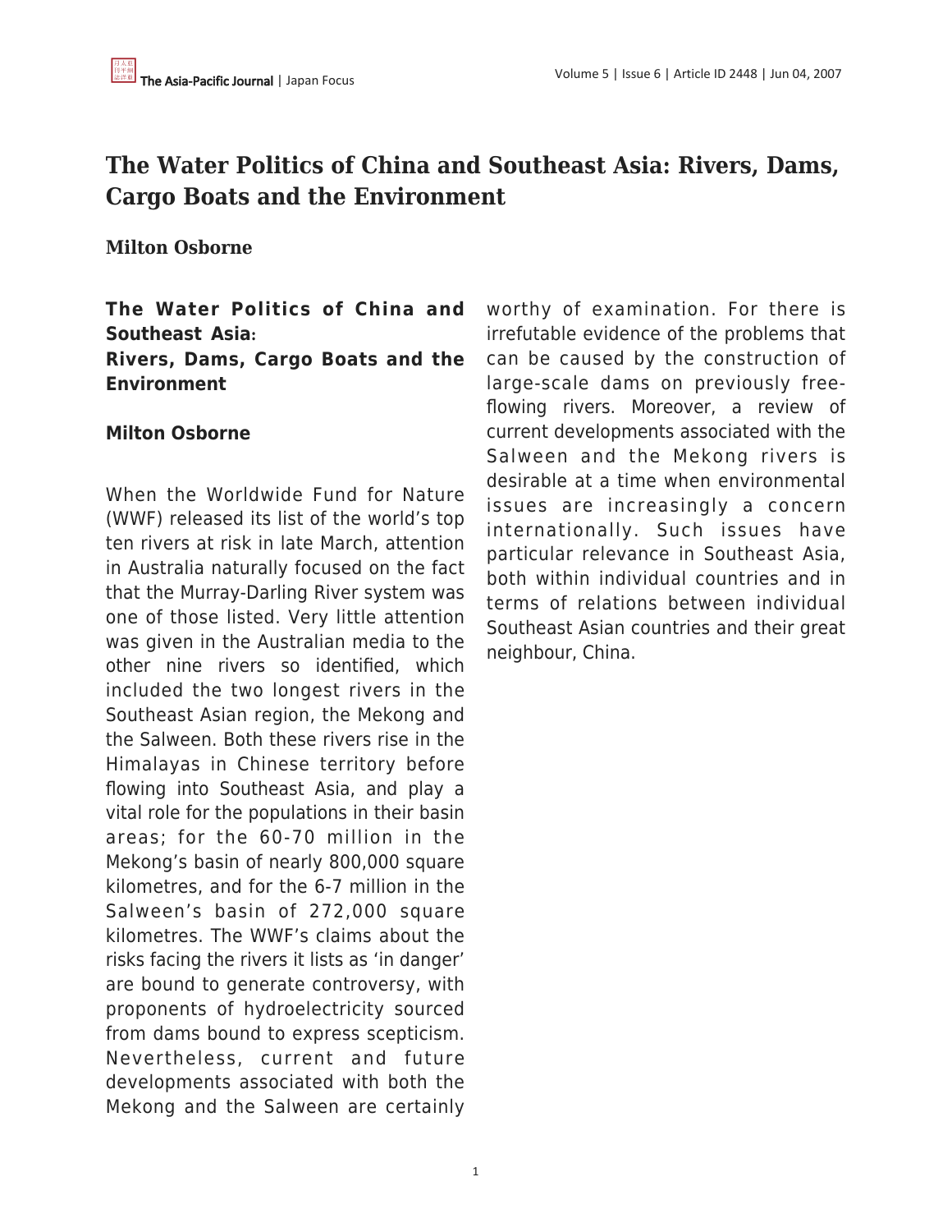# The Water Politics of China and Southeast Asia: Rivers, Dams, Cargo Boats and the Environment

**Milton Osborne**

**The Water Politics of China and Southeast Asia:**
**Rivers, Dams, Cargo Boats and the Environment**

**Milton Osborne**

When the Worldwide Fund for Nature (WWF) released its list of the world's top ten rivers at risk in late March, attention in Australia naturally focused on the fact that the Murray-Darling River system was one of those listed. Very little attention was given in the Australian media to the other nine rivers so identified, which included the two longest rivers in the Southeast Asian region, the Mekong and the Salween. Both these rivers rise in the Himalayas in Chinese territory before flowing into Southeast Asia, and play a vital role for the populations in their basin areas; for the 60-70 million in the Mekong's basin of nearly 800,000 square kilometres, and for the 6-7 million in the Salween's basin of 272,000 square kilometres. The WWF's claims about the risks facing the rivers it lists as 'in danger' are bound to generate controversy, with proponents of hydroelectricity sourced from dams bound to express scepticism. Nevertheless, current and future developments associated with both the Mekong and the Salween are certainly worthy of examination. For there is irrefutable evidence of the problems that can be caused by the construction of large-scale dams on previously free-flowing rivers. Moreover, a review of current developments associated with the Salween and the Mekong rivers is desirable at a time when environmental issues are increasingly a concern internationally. Such issues have particular relevance in Southeast Asia, both within individual countries and in terms of relations between individual Southeast Asian countries and their great neighbour, China.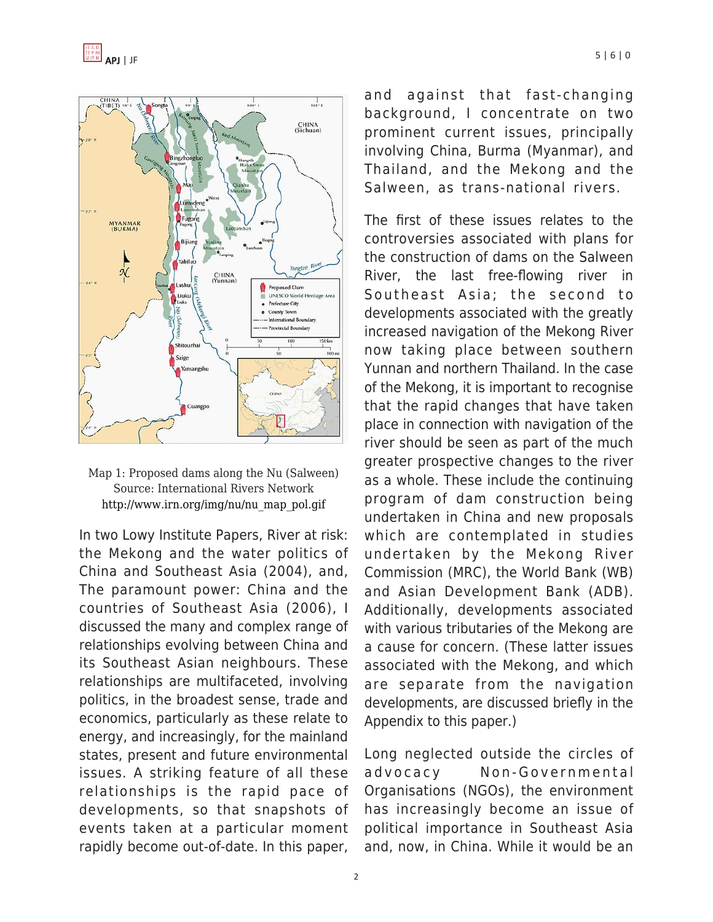Map 1: Proposed dams along the Nu (Salween)
Source: International Rivers Network
http://www.irn.org/img/nu/nu_map_pol.gif

In two Lowy Institute Papers, River at risk: the Mekong and the water politics of China and Southeast Asia (2004), and, The paramount power: China and the countries of Southeast Asia (2006), I discussed the many and complex range of relationships evolving between China and its Southeast Asian neighbours. These relationships are multifaceted, involving politics, in the broadest sense, trade and economics, particularly as these relate to energy, and increasingly, for the mainland states, present and future environmental issues. A striking feature of all these relationships is the rapid pace of developments, so that snapshots of events taken at a particular moment rapidly become out-of-date. In this paper, and against that fast-changing background, I concentrate on two prominent current issues, principally involving China, Burma (Myanmar), and Thailand, and the Mekong and the Salween, as trans-national rivers.

The first of these issues relates to the controversies associated with plans for the construction of dams on the Salween River, the last free-flowing river in Southeast Asia; the second to developments associated with the greatly increased navigation of the Mekong River now taking place between southern Yunnan and northern Thailand. In the case of the Mekong, it is important to recognise that the rapid changes that have taken place in connection with navigation of the river should be seen as part of the much greater prospective changes to the river as a whole. These include the continuing program of dam construction being undertaken in China and new proposals which are contemplated in studies undertaken by the Mekong River Commission (MRC), the World Bank (WB) and Asian Development Bank (ADB). Additionally, developments associated with various tributaries of the Mekong are a cause for concern. (These latter issues associated with the Mekong, and which are separate from the navigation developments, are discussed briefly in the Appendix to this paper.)

Long neglected outside the circles of advocacy Non-Governmental Organisations (NGOs), the environment has increasingly become an issue of political importance in Southeast Asia and, now, in China. While it would be an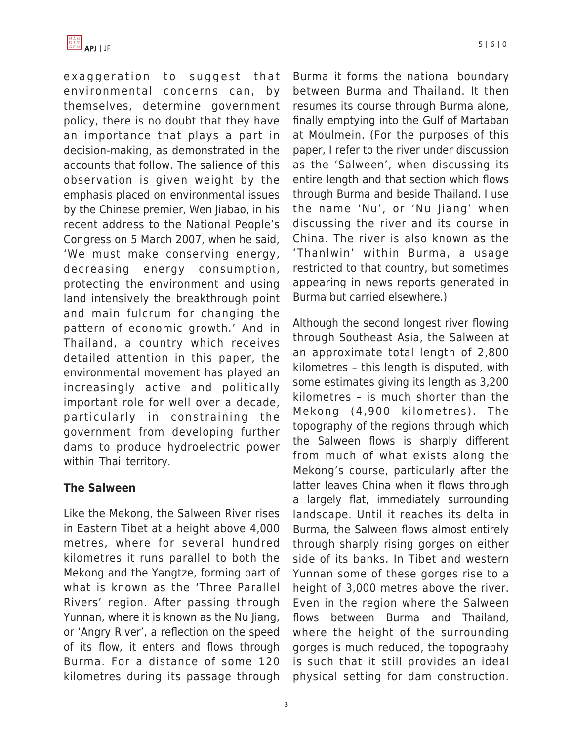exaggeration to suggest that environmental concerns can, by themselves, determine government policy, there is no doubt that they have an importance that plays a part in decision-making, as demonstrated in the accounts that follow. The salience of this observation is given weight by the emphasis placed on environmental issues by the Chinese premier, Wen Jiabao, in his recent address to the National People's Congress on 5 March 2007, when he said, 'We must make conserving energy, decreasing energy consumption, protecting the environment and using land intensively the breakthrough point and main fulcrum for changing the pattern of economic growth.' And in Thailand, a country which receives detailed attention in this paper, the environmental movement has played an increasingly active and politically important role for well over a decade, particularly in constraining the government from developing further dams to produce hydroelectric power within Thai territory.

**The Salween**

Like the Mekong, the Salween River rises in Eastern Tibet at a height above 4,000 metres, where for several hundred kilometres it runs parallel to both the Mekong and the Yangtze, forming part of what is known as the 'Three Parallel Rivers' region. After passing through Yunnan, where it is known as the Nu Jiang, or 'Angry River', a reflection on the speed of its flow, it enters and flows through Burma. For a distance of some 120 kilometres during its passage through Burma it forms the national boundary between Burma and Thailand. It then resumes its course through Burma alone, finally emptying into the Gulf of Martaban at Moulmein. (For the purposes of this paper, I refer to the river under discussion as the 'Salween', when discussing its entire length and that section which flows through Burma and beside Thailand. I use the name 'Nu', or 'Nu Jiang' when discussing the river and its course in China. The river is also known as the 'Thanlwin' within Burma, a usage restricted to that country, but sometimes appearing in news reports generated in Burma but carried elsewhere.)

Although the second longest river flowing through Southeast Asia, the Salween at an approximate total length of 2,800 kilometres – this length is disputed, with some estimates giving its length as 3,200 kilometres – is much shorter than the Mekong (4,900 kilometres). The topography of the regions through which the Salween flows is sharply different from much of what exists along the Mekong's course, particularly after the latter leaves China when it flows through a largely flat, immediately surrounding landscape. Until it reaches its delta in Burma, the Salween flows almost entirely through sharply rising gorges on either side of its banks. In Tibet and western Yunnan some of these gorges rise to a height of 3,000 metres above the river. Even in the region where the Salween flows between Burma and Thailand, where the height of the surrounding gorges is much reduced, the topography is such that it still provides an ideal physical setting for dam construction.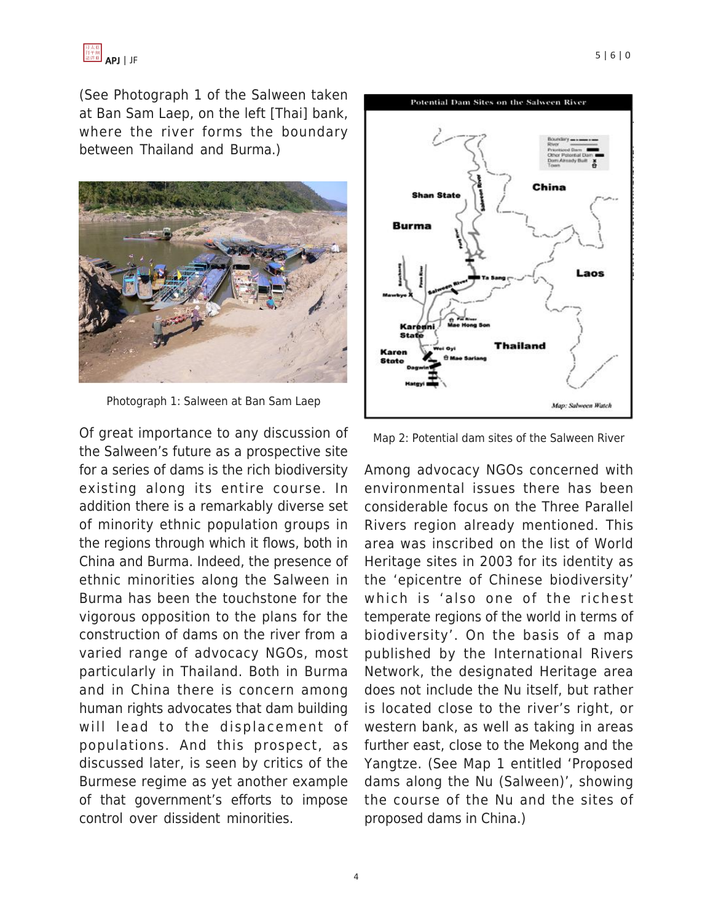(See Photograph 1 of the Salween taken at Ban Sam Laep, on the left [Thai] bank, where the river forms the boundary between Thailand and Burma.)

Photograph 1: Salween at Ban Sam Laep

Of great importance to any discussion of the Salween's future as a prospective site for a series of dams is the rich biodiversity existing along its entire course. In addition there is a remarkably diverse set of minority ethnic population groups in the regions through which it flows, both in China and Burma. Indeed, the presence of ethnic minorities along the Salween in Burma has been the touchstone for the vigorous opposition to the plans for the construction of dams on the river from a varied range of advocacy NGOs, most particularly in Thailand. Both in Burma and in China there is concern among human rights advocates that dam building will lead to the displacement of populations. And this prospect, as discussed later, is seen by critics of the Burmese regime as yet another example of that government's efforts to impose control over dissident minorities.

Map 2: Potential dam sites of the Salween River

Among advocacy NGOs concerned with environmental issues there has been considerable focus on the Three Parallel Rivers region already mentioned. This area was inscribed on the list of World Heritage sites in 2003 for its identity as the 'epicentre of Chinese biodiversity' which is 'also one of the richest temperate regions of the world in terms of biodiversity'. On the basis of a map published by the International Rivers Network, the designated Heritage area does not include the Nu itself, but rather is located close to the river's right, or western bank, as well as taking in areas further east, close to the Mekong and the Yangtze. (See Map 1 entitled 'Proposed dams along the Nu (Salween)', showing the course of the Nu and the sites of proposed dams in China.)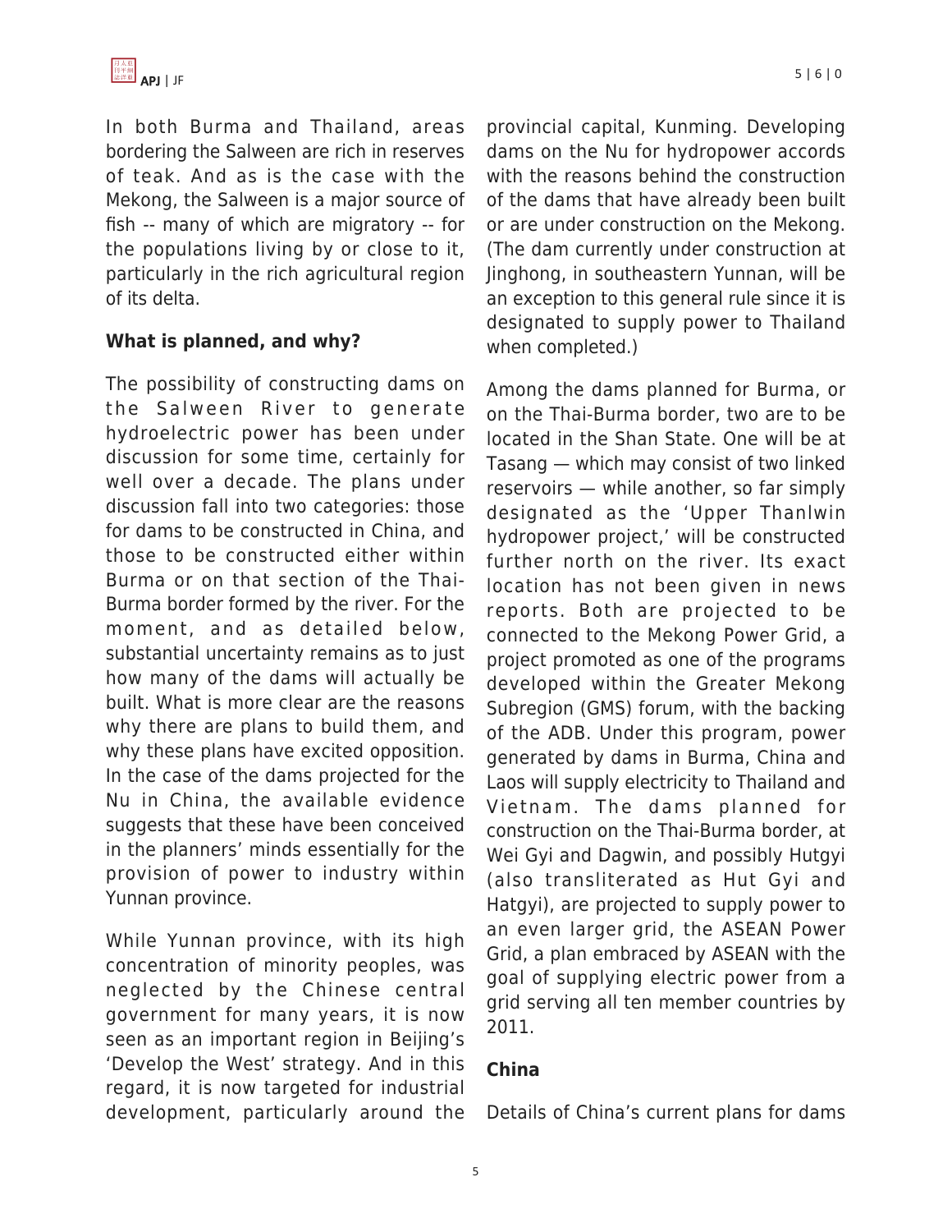In both Burma and Thailand, areas bordering the Salween are rich in reserves of teak. And as is the case with the Mekong, the Salween is a major source of fish -- many of which are migratory -- for the populations living by or close to it, particularly in the rich agricultural region of its delta.

**What is planned, and why?**

The possibility of constructing dams on the Salween River to generate hydroelectric power has been under discussion for some time, certainly for well over a decade. The plans under discussion fall into two categories: those for dams to be constructed in China, and those to be constructed either within Burma or on that section of the Thai-Burma border formed by the river. For the moment, and as detailed below, substantial uncertainty remains as to just how many of the dams will actually be built. What is more clear are the reasons why there are plans to build them, and why these plans have excited opposition. In the case of the dams projected for the Nu in China, the available evidence suggests that these have been conceived in the planners' minds essentially for the provision of power to industry within Yunnan province.

While Yunnan province, with its high concentration of minority peoples, was neglected by the Chinese central government for many years, it is now seen as an important region in Beijing's 'Develop the West' strategy. And in this regard, it is now targeted for industrial development, particularly around the provincial capital, Kunming. Developing dams on the Nu for hydropower accords with the reasons behind the construction of the dams that have already been built or are under construction on the Mekong. (The dam currently under construction at Jinghong, in southeastern Yunnan, will be an exception to this general rule since it is designated to supply power to Thailand when completed.)

Among the dams planned for Burma, or on the Thai-Burma border, two are to be located in the Shan State. One will be at Tasang — which may consist of two linked reservoirs — while another, so far simply designated as the 'Upper Thanlwin hydropower project,' will be constructed further north on the river. Its exact location has not been given in news reports. Both are projected to be connected to the Mekong Power Grid, a project promoted as one of the programs developed within the Greater Mekong Subregion (GMS) forum, with the backing of the ADB. Under this program, power generated by dams in Burma, China and Laos will supply electricity to Thailand and Vietnam. The dams planned for construction on the Thai-Burma border, at Wei Gyi and Dagwin, and possibly Hutgyi (also transliterated as Hut Gyi and Hatgyi), are projected to supply power to an even larger grid, the ASEAN Power Grid, a plan embraced by ASEAN with the goal of supplying electric power from a grid serving all ten member countries by 2011.

**China**

Details of China's current plans for dams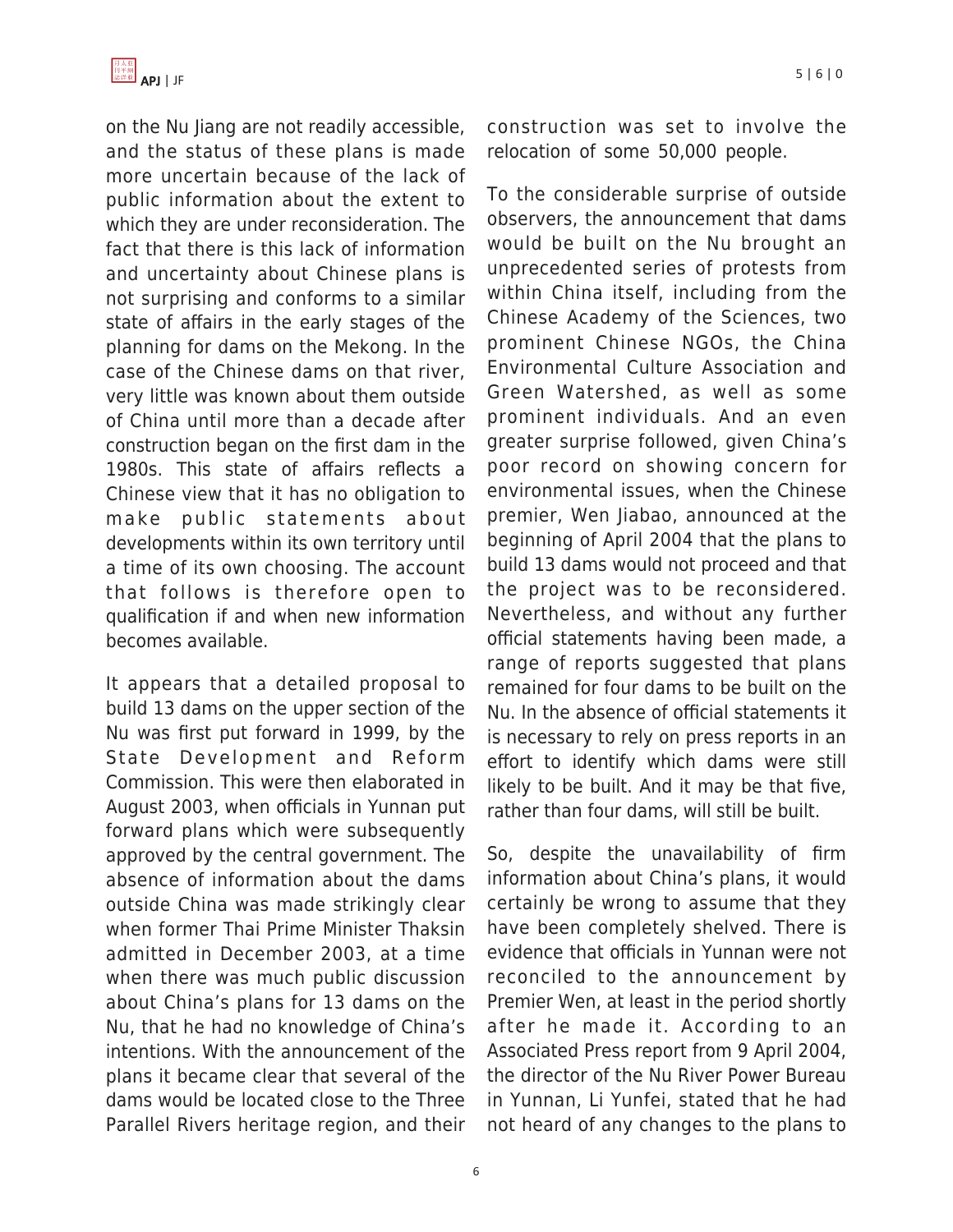on the Nu Jiang are not readily accessible, and the status of these plans is made more uncertain because of the lack of public information about the extent to which they are under reconsideration. The fact that there is this lack of information and uncertainty about Chinese plans is not surprising and conforms to a similar state of affairs in the early stages of the planning for dams on the Mekong. In the case of the Chinese dams on that river, very little was known about them outside of China until more than a decade after construction began on the first dam in the 1980s. This state of affairs reflects a Chinese view that it has no obligation to make public statements about developments within its own territory until a time of its own choosing. The account that follows is therefore open to qualification if and when new information becomes available.

It appears that a detailed proposal to build 13 dams on the upper section of the Nu was first put forward in 1999, by the State Development and Reform Commission. This were then elaborated in August 2003, when officials in Yunnan put forward plans which were subsequently approved by the central government. The absence of information about the dams outside China was made strikingly clear when former Thai Prime Minister Thaksin admitted in December 2003, at a time when there was much public discussion about China's plans for 13 dams on the Nu, that he had no knowledge of China's intentions. With the announcement of the plans it became clear that several of the dams would be located close to the Three Parallel Rivers heritage region, and their construction was set to involve the relocation of some 50,000 people.

To the considerable surprise of outside observers, the announcement that dams would be built on the Nu brought an unprecedented series of protests from within China itself, including from the Chinese Academy of the Sciences, two prominent Chinese NGOs, the China Environmental Culture Association and Green Watershed, as well as some prominent individuals. And an even greater surprise followed, given China's poor record on showing concern for environmental issues, when the Chinese premier, Wen Jiabao, announced at the beginning of April 2004 that the plans to build 13 dams would not proceed and that the project was to be reconsidered. Nevertheless, and without any further official statements having been made, a range of reports suggested that plans remained for four dams to be built on the Nu. In the absence of official statements it is necessary to rely on press reports in an effort to identify which dams were still likely to be built. And it may be that five, rather than four dams, will still be built.

So, despite the unavailability of firm information about China's plans, it would certainly be wrong to assume that they have been completely shelved. There is evidence that officials in Yunnan were not reconciled to the announcement by Premier Wen, at least in the period shortly after he made it. According to an Associated Press report from 9 April 2004, the director of the Nu River Power Bureau in Yunnan, Li Yunfei, stated that he had not heard of any changes to the plans to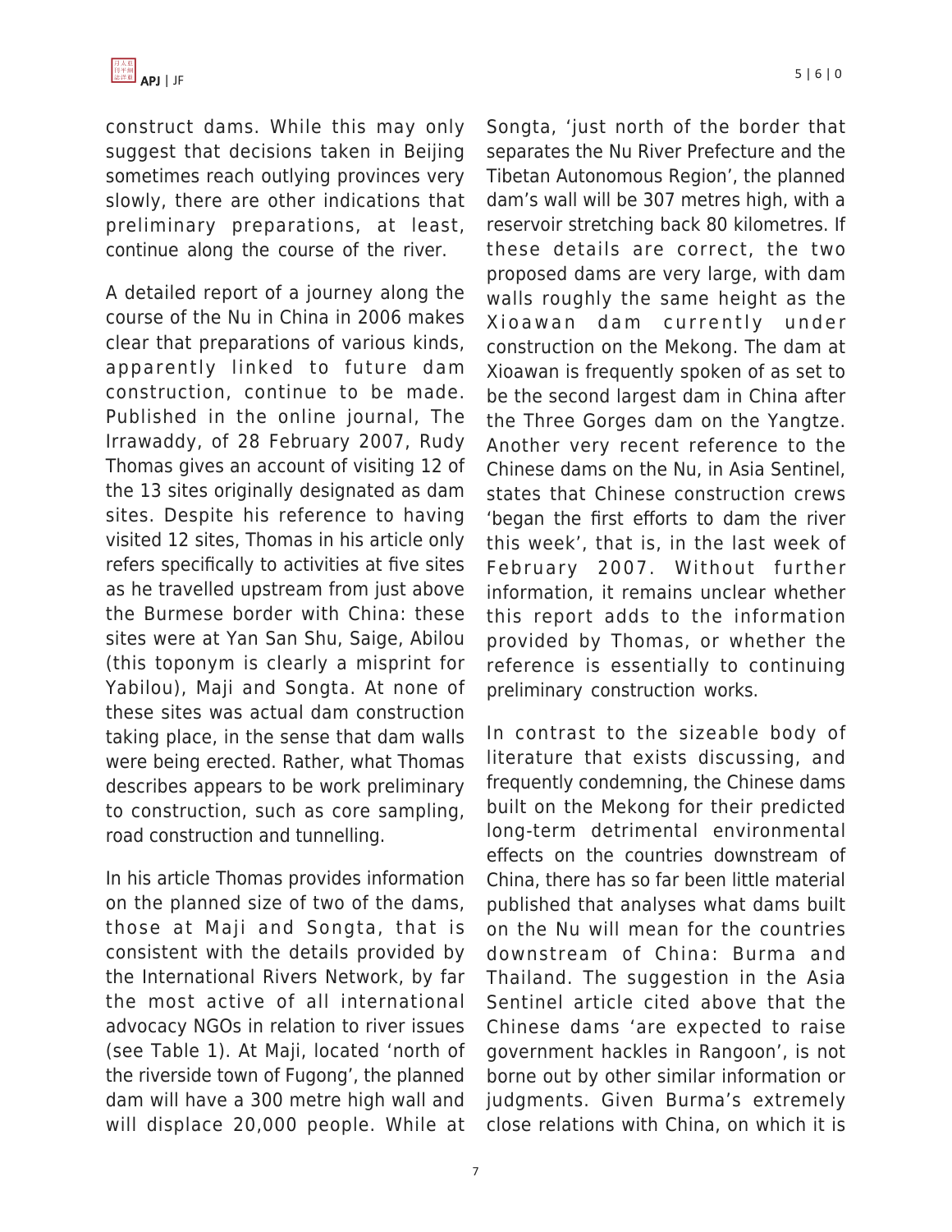construct dams. While this may only suggest that decisions taken in Beijing sometimes reach outlying provinces very slowly, there are other indications that preliminary preparations, at least, continue along the course of the river.

A detailed report of a journey along the course of the Nu in China in 2006 makes clear that preparations of various kinds, apparently linked to future dam construction, continue to be made. Published in the online journal, The Irrawaddy, of 28 February 2007, Rudy Thomas gives an account of visiting 12 of the 13 sites originally designated as dam sites. Despite his reference to having visited 12 sites, Thomas in his article only refers specifically to activities at five sites as he travelled upstream from just above the Burmese border with China: these sites were at Yan San Shu, Saige, Abilou (this toponym is clearly a misprint for Yabilou), Maji and Songta. At none of these sites was actual dam construction taking place, in the sense that dam walls were being erected. Rather, what Thomas describes appears to be work preliminary to construction, such as core sampling, road construction and tunnelling.

In his article Thomas provides information on the planned size of two of the dams, those at Maji and Songta, that is consistent with the details provided by the International Rivers Network, by far the most active of all international advocacy NGOs in relation to river issues (see Table 1). At Maji, located 'north of the riverside town of Fugong', the planned dam will have a 300 metre high wall and will displace 20,000 people. While at Songta, 'just north of the border that separates the Nu River Prefecture and the Tibetan Autonomous Region', the planned dam's wall will be 307 metres high, with a reservoir stretching back 80 kilometres. If these details are correct, the two proposed dams are very large, with dam walls roughly the same height as the Xioawan dam currently under construction on the Mekong. The dam at Xioawan is frequently spoken of as set to be the second largest dam in China after the Three Gorges dam on the Yangtze. Another very recent reference to the Chinese dams on the Nu, in Asia Sentinel, states that Chinese construction crews 'began the first efforts to dam the river this week', that is, in the last week of February 2007. Without further information, it remains unclear whether this report adds to the information provided by Thomas, or whether the reference is essentially to continuing preliminary construction works.

In contrast to the sizeable body of literature that exists discussing, and frequently condemning, the Chinese dams built on the Mekong for their predicted long-term detrimental environmental effects on the countries downstream of China, there has so far been little material published that analyses what dams built on the Nu will mean for the countries downstream of China: Burma and Thailand. The suggestion in the Asia Sentinel article cited above that the Chinese dams 'are expected to raise government hackles in Rangoon', is not borne out by other similar information or judgments. Given Burma's extremely close relations with China, on which it is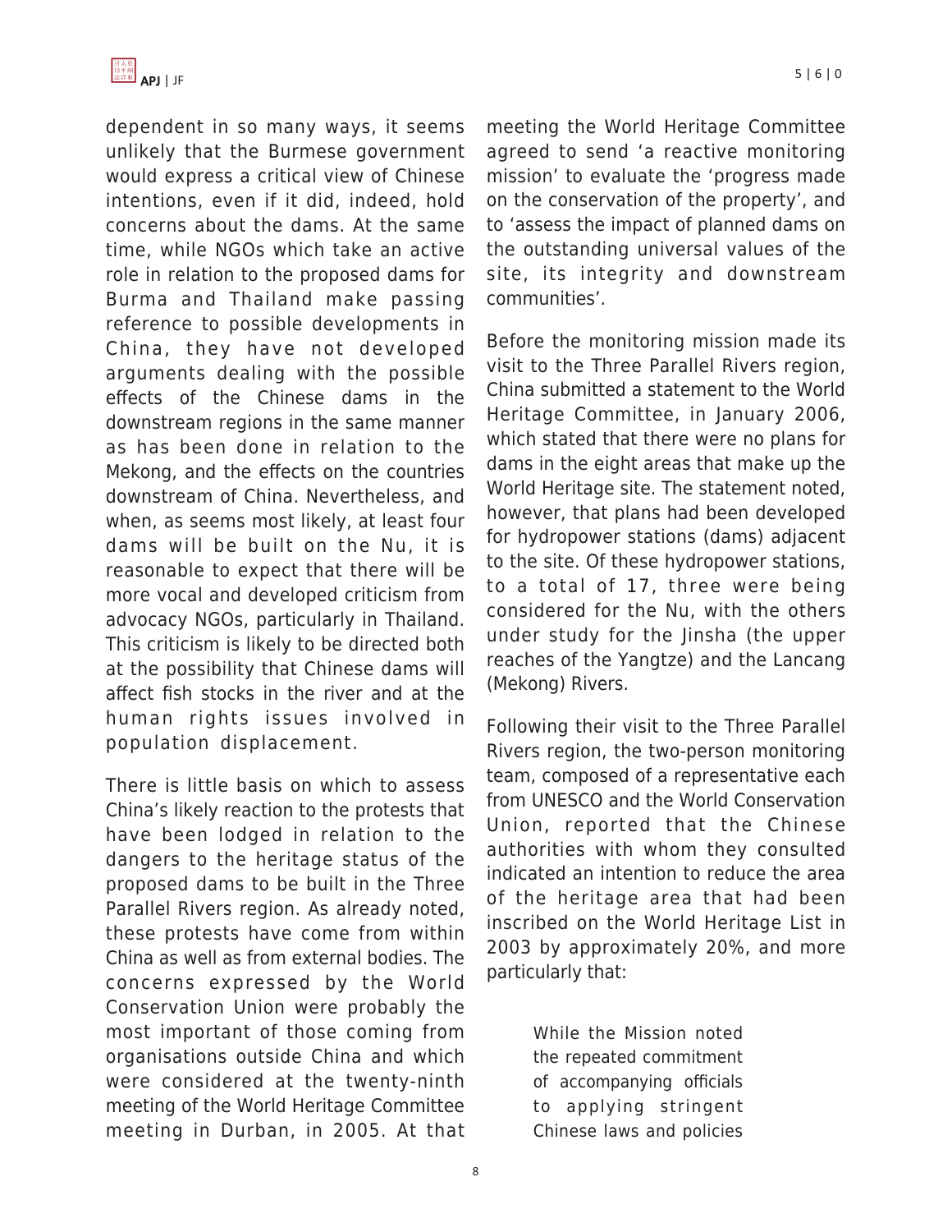dependent in so many ways, it seems unlikely that the Burmese government would express a critical view of Chinese intentions, even if it did, indeed, hold concerns about the dams. At the same time, while NGOs which take an active role in relation to the proposed dams for Burma and Thailand make passing reference to possible developments in China, they have not developed arguments dealing with the possible effects of the Chinese dams in the downstream regions in the same manner as has been done in relation to the Mekong, and the effects on the countries downstream of China. Nevertheless, and when, as seems most likely, at least four dams will be built on the Nu, it is reasonable to expect that there will be more vocal and developed criticism from advocacy NGOs, particularly in Thailand. This criticism is likely to be directed both at the possibility that Chinese dams will affect fish stocks in the river and at the human rights issues involved in population displacement.

There is little basis on which to assess China's likely reaction to the protests that have been lodged in relation to the dangers to the heritage status of the proposed dams to be built in the Three Parallel Rivers region. As already noted, these protests have come from within China as well as from external bodies. The concerns expressed by the World Conservation Union were probably the most important of those coming from organisations outside China and which were considered at the twenty-ninth meeting of the World Heritage Committee meeting in Durban, in 2005. At that meeting the World Heritage Committee agreed to send 'a reactive monitoring mission' to evaluate the 'progress made on the conservation of the property', and to 'assess the impact of planned dams on the outstanding universal values of the site, its integrity and downstream communities'.

Before the monitoring mission made its visit to the Three Parallel Rivers region, China submitted a statement to the World Heritage Committee, in January 2006, which stated that there were no plans for dams in the eight areas that make up the World Heritage site. The statement noted, however, that plans had been developed for hydropower stations (dams) adjacent to the site. Of these hydropower stations, to a total of 17, three were being considered for the Nu, with the others under study for the Jinsha (the upper reaches of the Yangtze) and the Lancang (Mekong) Rivers.

Following their visit to the Three Parallel Rivers region, the two-person monitoring team, composed of a representative each from UNESCO and the World Conservation Union, reported that the Chinese authorities with whom they consulted indicated an intention to reduce the area of the heritage area that had been inscribed on the World Heritage List in 2003 by approximately 20%, and more particularly that:

> While the Mission noted the repeated commitment of accompanying officials to applying stringent Chinese laws and policies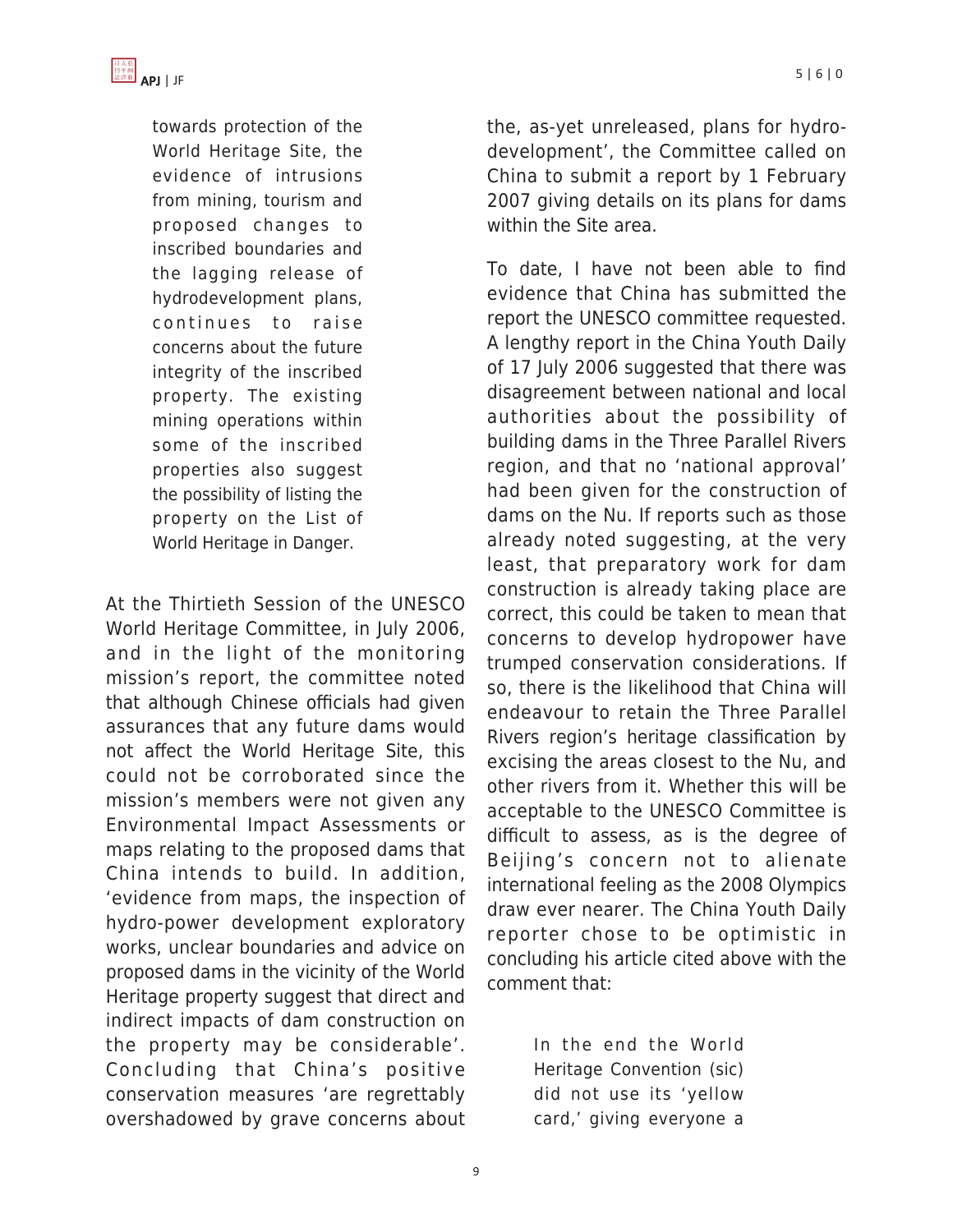> towards protection of the World Heritage Site, the evidence of intrusions from mining, tourism and proposed changes to inscribed boundaries and the lagging release of hydrodevelopment plans, continues to raise concerns about the future integrity of the inscribed property. The existing mining operations within some of the inscribed properties also suggest the possibility of listing the property on the List of World Heritage in Danger.

At the Thirtieth Session of the UNESCO World Heritage Committee, in July 2006, and in the light of the monitoring mission's report, the committee noted that although Chinese officials had given assurances that any future dams would not affect the World Heritage Site, this could not be corroborated since the mission's members were not given any Environmental Impact Assessments or maps relating to the proposed dams that China intends to build. In addition, 'evidence from maps, the inspection of hydro-power development exploratory works, unclear boundaries and advice on proposed dams in the vicinity of the World Heritage property suggest that direct and indirect impacts of dam construction on the property may be considerable'. Concluding that China's positive conservation measures 'are regrettably overshadowed by grave concerns about the, as-yet unreleased, plans for hydro-development', the Committee called on China to submit a report by 1 February 2007 giving details on its plans for dams within the Site area.

To date, I have not been able to find evidence that China has submitted the report the UNESCO committee requested. A lengthy report in the China Youth Daily of 17 July 2006 suggested that there was disagreement between national and local authorities about the possibility of building dams in the Three Parallel Rivers region, and that no 'national approval' had been given for the construction of dams on the Nu. If reports such as those already noted suggesting, at the very least, that preparatory work for dam construction is already taking place are correct, this could be taken to mean that concerns to develop hydropower have trumped conservation considerations. If so, there is the likelihood that China will endeavour to retain the Three Parallel Rivers region's heritage classification by excising the areas closest to the Nu, and other rivers from it. Whether this will be acceptable to the UNESCO Committee is difficult to assess, as is the degree of Beijing's concern not to alienate international feeling as the 2008 Olympics draw ever nearer. The China Youth Daily reporter chose to be optimistic in concluding his article cited above with the comment that:

> In the end the World Heritage Convention (sic) did not use its 'yellow card,' giving everyone a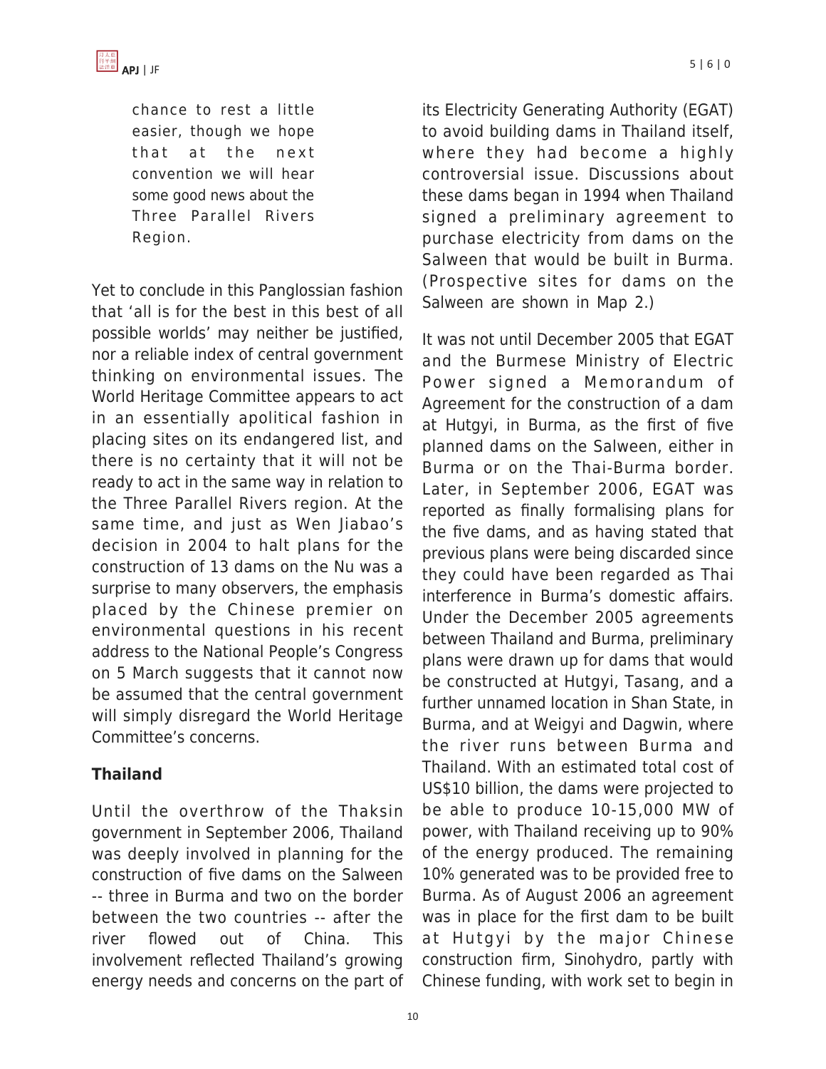> chance to rest a little easier, though we hope that at the next convention we will hear some good news about the Three Parallel Rivers Region.

Yet to conclude in this Panglossian fashion that 'all is for the best in this best of all possible worlds' may neither be justified, nor a reliable index of central government thinking on environmental issues. The World Heritage Committee appears to act in an essentially apolitical fashion in placing sites on its endangered list, and there is no certainty that it will not be ready to act in the same way in relation to the Three Parallel Rivers region. At the same time, and just as Wen Jiabao's decision in 2004 to halt plans for the construction of 13 dams on the Nu was a surprise to many observers, the emphasis placed by the Chinese premier on environmental questions in his recent address to the National People's Congress on 5 March suggests that it cannot now be assumed that the central government will simply disregard the World Heritage Committee's concerns.

**Thailand**

Until the overthrow of the Thaksin government in September 2006, Thailand was deeply involved in planning for the construction of five dams on the Salween -- three in Burma and two on the border between the two countries -- after the river flowed out of China. This involvement reflected Thailand's growing energy needs and concerns on the part of its Electricity Generating Authority (EGAT) to avoid building dams in Thailand itself, where they had become a highly controversial issue. Discussions about these dams began in 1994 when Thailand signed a preliminary agreement to purchase electricity from dams on the Salween that would be built in Burma. (Prospective sites for dams on the Salween are shown in Map 2.)

It was not until December 2005 that EGAT and the Burmese Ministry of Electric Power signed a Memorandum of Agreement for the construction of a dam at Hutgyi, in Burma, as the first of five planned dams on the Salween, either in Burma or on the Thai-Burma border. Later, in September 2006, EGAT was reported as finally formalising plans for the five dams, and as having stated that previous plans were being discarded since they could have been regarded as Thai interference in Burma's domestic affairs. Under the December 2005 agreements between Thailand and Burma, preliminary plans were drawn up for dams that would be constructed at Hutgyi, Tasang, and a further unnamed location in Shan State, in Burma, and at Weigyi and Dagwin, where the river runs between Burma and Thailand. With an estimated total cost of US$10 billion, the dams were projected to be able to produce 10-15,000 MW of power, with Thailand receiving up to 90% of the energy produced. The remaining 10% generated was to be provided free to Burma. As of August 2006 an agreement was in place for the first dam to be built at Hutgyi by the major Chinese construction firm, Sinohydro, partly with Chinese funding, with work set to begin in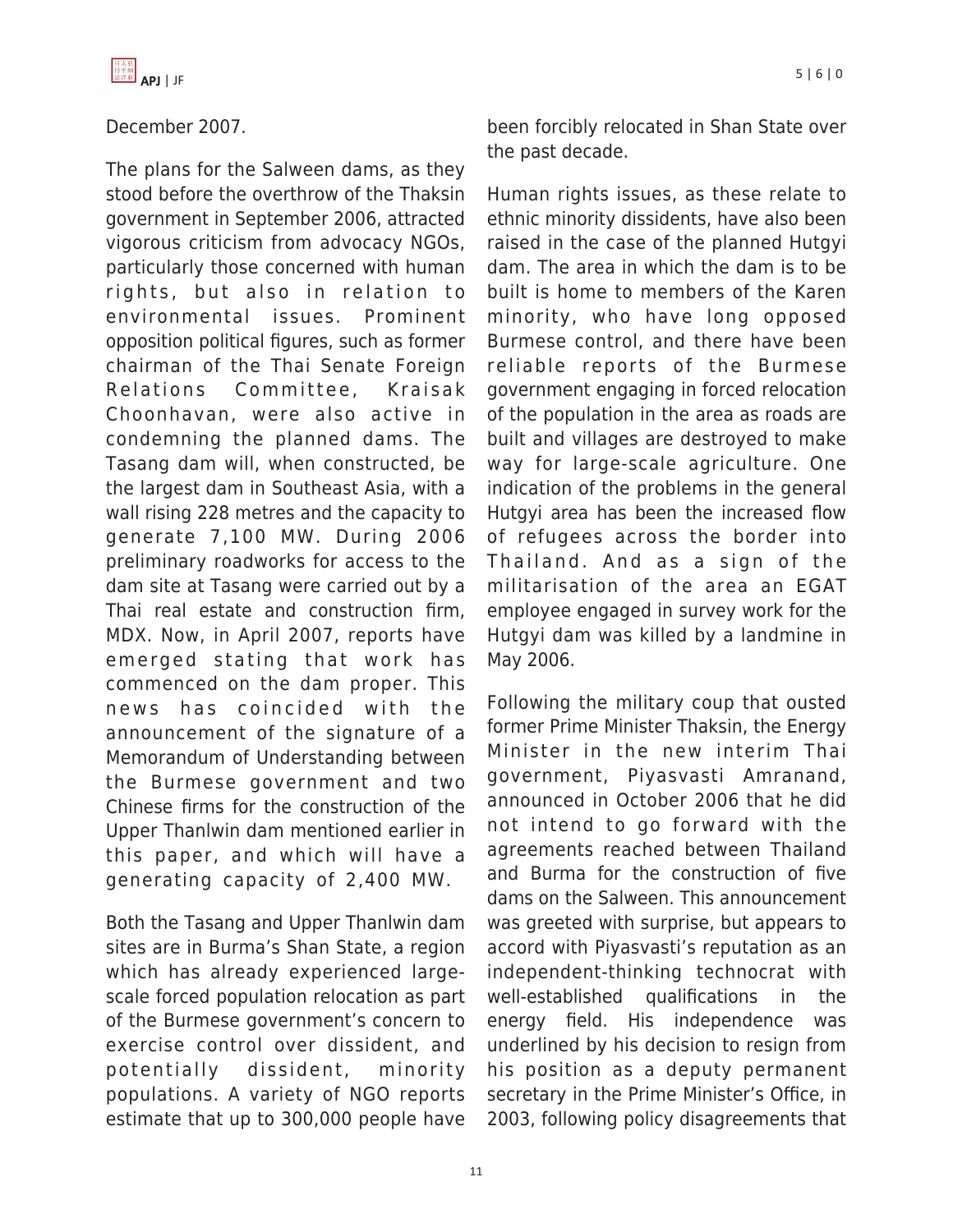December 2007.

The plans for the Salween dams, as they stood before the overthrow of the Thaksin government in September 2006, attracted vigorous criticism from advocacy NGOs, particularly those concerned with human rights, but also in relation to environmental issues. Prominent opposition political figures, such as former chairman of the Thai Senate Foreign Relations Committee, Kraisak Choonhavan, were also active in condemning the planned dams. The Tasang dam will, when constructed, be the largest dam in Southeast Asia, with a wall rising 228 metres and the capacity to generate 7,100 MW. During 2006 preliminary roadworks for access to the dam site at Tasang were carried out by a Thai real estate and construction firm, MDX. Now, in April 2007, reports have emerged stating that work has commenced on the dam proper. This news has coincided with the announcement of the signature of a Memorandum of Understanding between the Burmese government and two Chinese firms for the construction of the Upper Thanlwin dam mentioned earlier in this paper, and which will have a generating capacity of 2,400 MW.

Both the Tasang and Upper Thanlwin dam sites are in Burma's Shan State, a region which has already experienced large-scale forced population relocation as part of the Burmese government's concern to exercise control over dissident, and potentially dissident, minority populations. A variety of NGO reports estimate that up to 300,000 people have been forcibly relocated in Shan State over the past decade.

Human rights issues, as these relate to ethnic minority dissidents, have also been raised in the case of the planned Hutgyi dam. The area in which the dam is to be built is home to members of the Karen minority, who have long opposed Burmese control, and there have been reliable reports of the Burmese government engaging in forced relocation of the population in the area as roads are built and villages are destroyed to make way for large-scale agriculture. One indication of the problems in the general Hutgyi area has been the increased flow of refugees across the border into Thailand. And as a sign of the militarisation of the area an EGAT employee engaged in survey work for the Hutgyi dam was killed by a landmine in May 2006.

Following the military coup that ousted former Prime Minister Thaksin, the Energy Minister in the new interim Thai government, Piyasvasti Amranand, announced in October 2006 that he did not intend to go forward with the agreements reached between Thailand and Burma for the construction of five dams on the Salween. This announcement was greeted with surprise, but appears to accord with Piyasvasti's reputation as an independent-thinking technocrat with well-established qualifications in the energy field. His independence was underlined by his decision to resign from his position as a deputy permanent secretary in the Prime Minister's Office, in 2003, following policy disagreements that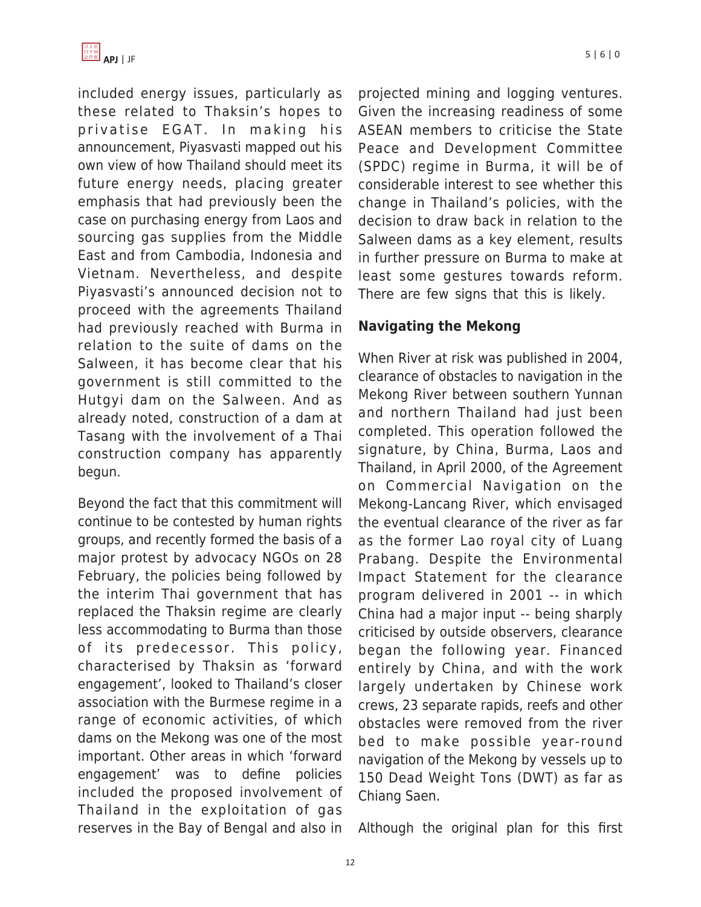included energy issues, particularly as these related to Thaksin's hopes to privatise EGAT. In making his announcement, Piyasvasti mapped out his own view of how Thailand should meet its future energy needs, placing greater emphasis that had previously been the case on purchasing energy from Laos and sourcing gas supplies from the Middle East and from Cambodia, Indonesia and Vietnam. Nevertheless, and despite Piyasvasti's announced decision not to proceed with the agreements Thailand had previously reached with Burma in relation to the suite of dams on the Salween, it has become clear that his government is still committed to the Hutgyi dam on the Salween. And as already noted, construction of a dam at Tasang with the involvement of a Thai construction company has apparently begun.

Beyond the fact that this commitment will continue to be contested by human rights groups, and recently formed the basis of a major protest by advocacy NGOs on 28 February, the policies being followed by the interim Thai government that has replaced the Thaksin regime are clearly less accommodating to Burma than those of its predecessor. This policy, characterised by Thaksin as 'forward engagement', looked to Thailand's closer association with the Burmese regime in a range of economic activities, of which dams on the Mekong was one of the most important. Other areas in which 'forward engagement' was to define policies included the proposed involvement of Thailand in the exploitation of gas reserves in the Bay of Bengal and also in projected mining and logging ventures. Given the increasing readiness of some ASEAN members to criticise the State Peace and Development Committee (SPDC) regime in Burma, it will be of considerable interest to see whether this change in Thailand's policies, with the decision to draw back in relation to the Salween dams as a key element, results in further pressure on Burma to make at least some gestures towards reform. There are few signs that this is likely.

**Navigating the Mekong**

When River at risk was published in 2004, clearance of obstacles to navigation in the Mekong River between southern Yunnan and northern Thailand had just been completed. This operation followed the signature, by China, Burma, Laos and Thailand, in April 2000, of the Agreement on Commercial Navigation on the Mekong-Lancang River, which envisaged the eventual clearance of the river as far as the former Lao royal city of Luang Prabang. Despite the Environmental Impact Statement for the clearance program delivered in 2001 -- in which China had a major input -- being sharply criticised by outside observers, clearance began the following year. Financed entirely by China, and with the work largely undertaken by Chinese work crews, 23 separate rapids, reefs and other obstacles were removed from the river bed to make possible year-round navigation of the Mekong by vessels up to 150 Dead Weight Tons (DWT) as far as Chiang Saen.

Although the original plan for this first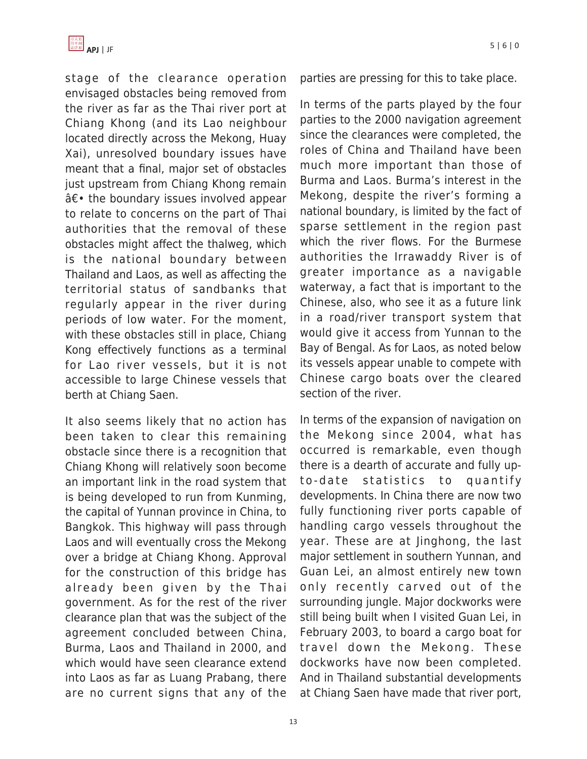stage of the clearance operation envisaged obstacles being removed from the river as far as the Thai river port at Chiang Khong (and its Lao neighbour located directly across the Mekong, Huay Xai), unresolved boundary issues have meant that a final, major set of obstacles just upstream from Chiang Khong remain â€• the boundary issues involved appear to relate to concerns on the part of Thai authorities that the removal of these obstacles might affect the thalweg, which is the national boundary between Thailand and Laos, as well as affecting the territorial status of sandbanks that regularly appear in the river during periods of low water. For the moment, with these obstacles still in place, Chiang Kong effectively functions as a terminal for Lao river vessels, but it is not accessible to large Chinese vessels that berth at Chiang Saen.

It also seems likely that no action has been taken to clear this remaining obstacle since there is a recognition that Chiang Khong will relatively soon become an important link in the road system that is being developed to run from Kunming, the capital of Yunnan province in China, to Bangkok. This highway will pass through Laos and will eventually cross the Mekong over a bridge at Chiang Khong. Approval for the construction of this bridge has already been given by the Thai government. As for the rest of the river clearance plan that was the subject of the agreement concluded between China, Burma, Laos and Thailand in 2000, and which would have seen clearance extend into Laos as far as Luang Prabang, there are no current signs that any of the parties are pressing for this to take place.

In terms of the parts played by the four parties to the 2000 navigation agreement since the clearances were completed, the roles of China and Thailand have been much more important than those of Burma and Laos. Burma's interest in the Mekong, despite the river's forming a national boundary, is limited by the fact of sparse settlement in the region past which the river flows. For the Burmese authorities the Irrawaddy River is of greater importance as a navigable waterway, a fact that is important to the Chinese, also, who see it as a future link in a road/river transport system that would give it access from Yunnan to the Bay of Bengal. As for Laos, as noted below its vessels appear unable to compete with Chinese cargo boats over the cleared section of the river.

In terms of the expansion of navigation on the Mekong since 2004, what has occurred is remarkable, even though there is a dearth of accurate and fully up-to-date statistics to quantify developments. In China there are now two fully functioning river ports capable of handling cargo vessels throughout the year. These are at Jinghong, the last major settlement in southern Yunnan, and Guan Lei, an almost entirely new town only recently carved out of the surrounding jungle. Major dockworks were still being built when I visited Guan Lei, in February 2003, to board a cargo boat for travel down the Mekong. These dockworks have now been completed. And in Thailand substantial developments at Chiang Saen have made that river port,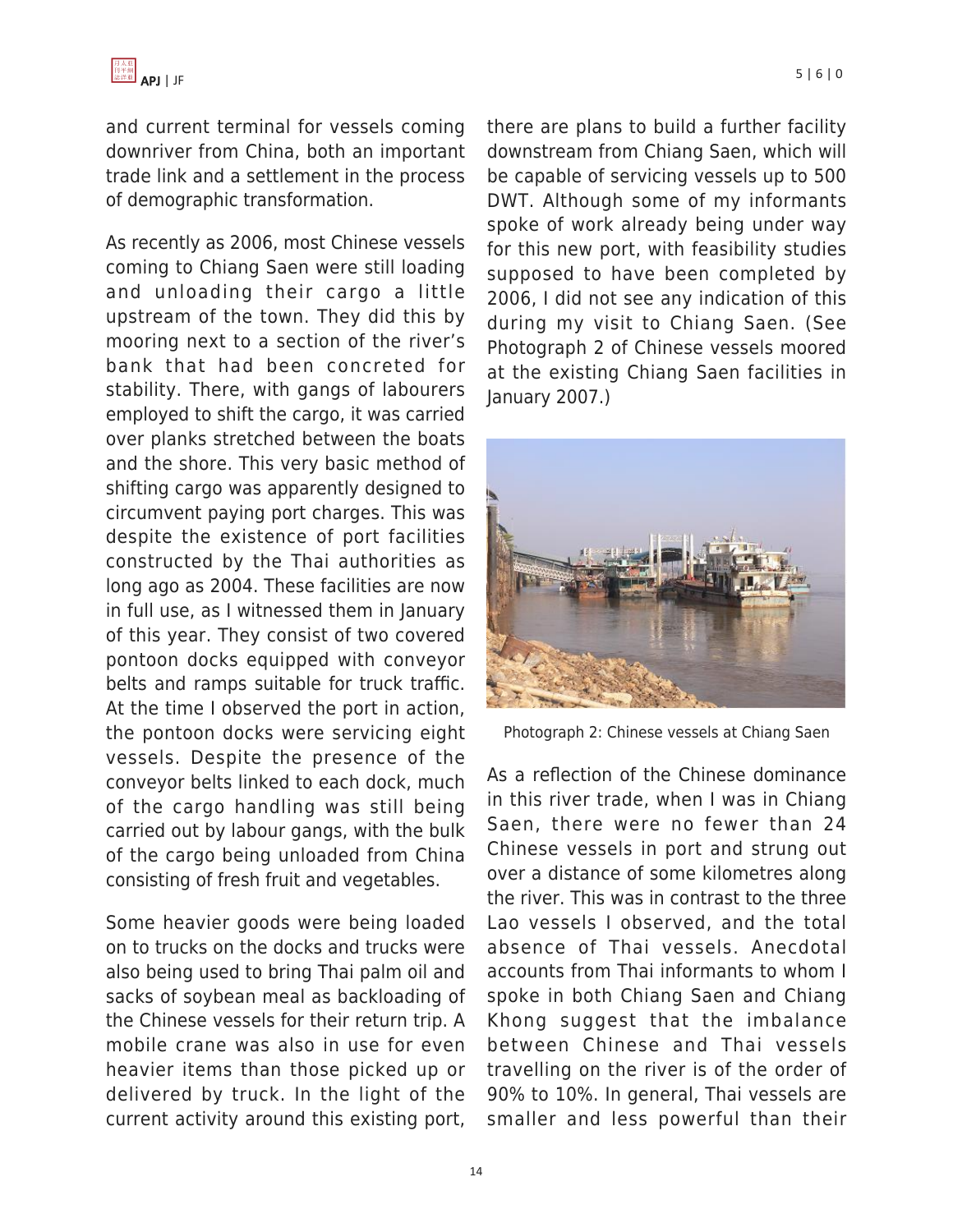and current terminal for vessels coming downriver from China, both an important trade link and a settlement in the process of demographic transformation.

As recently as 2006, most Chinese vessels coming to Chiang Saen were still loading and unloading their cargo a little upstream of the town. They did this by mooring next to a section of the river's bank that had been concreted for stability. There, with gangs of labourers employed to shift the cargo, it was carried over planks stretched between the boats and the shore. This very basic method of shifting cargo was apparently designed to circumvent paying port charges. This was despite the existence of port facilities constructed by the Thai authorities as long ago as 2004. These facilities are now in full use, as I witnessed them in January of this year. They consist of two covered pontoon docks equipped with conveyor belts and ramps suitable for truck traffic. At the time I observed the port in action, the pontoon docks were servicing eight vessels. Despite the presence of the conveyor belts linked to each dock, much of the cargo handling was still being carried out by labour gangs, with the bulk of the cargo being unloaded from China consisting of fresh fruit and vegetables.

Some heavier goods were being loaded on to trucks on the docks and trucks were also being used to bring Thai palm oil and sacks of soybean meal as backloading of the Chinese vessels for their return trip. A mobile crane was also in use for even heavier items than those picked up or delivered by truck. In the light of the current activity around this existing port, there are plans to build a further facility downstream from Chiang Saen, which will be capable of servicing vessels up to 500 DWT. Although some of my informants spoke of work already being under way for this new port, with feasibility studies supposed to have been completed by 2006, I did not see any indication of this during my visit to Chiang Saen. (See Photograph 2 of Chinese vessels moored at the existing Chiang Saen facilities in January 2007.)

Photograph 2: Chinese vessels at Chiang Saen

As a reflection of the Chinese dominance in this river trade, when I was in Chiang Saen, there were no fewer than 24 Chinese vessels in port and strung out over a distance of some kilometres along the river. This was in contrast to the three Lao vessels I observed, and the total absence of Thai vessels. Anecdotal accounts from Thai informants to whom I spoke in both Chiang Saen and Chiang Khong suggest that the imbalance between Chinese and Thai vessels travelling on the river is of the order of 90% to 10%. In general, Thai vessels are smaller and less powerful than their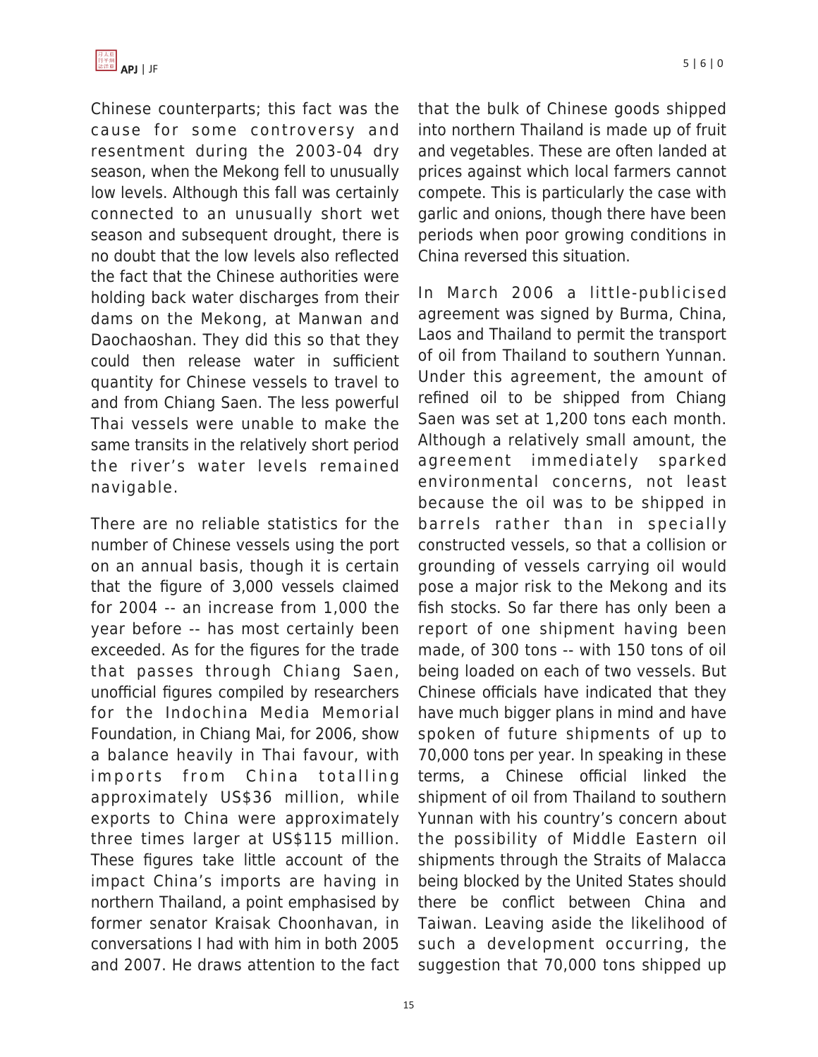Chinese counterparts; this fact was the cause for some controversy and resentment during the 2003-04 dry season, when the Mekong fell to unusually low levels. Although this fall was certainly connected to an unusually short wet season and subsequent drought, there is no doubt that the low levels also reflected the fact that the Chinese authorities were holding back water discharges from their dams on the Mekong, at Manwan and Daochaoshan. They did this so that they could then release water in sufficient quantity for Chinese vessels to travel to and from Chiang Saen. The less powerful Thai vessels were unable to make the same transits in the relatively short period the river's water levels remained navigable.

There are no reliable statistics for the number of Chinese vessels using the port on an annual basis, though it is certain that the figure of 3,000 vessels claimed for 2004 -- an increase from 1,000 the year before -- has most certainly been exceeded. As for the figures for the trade that passes through Chiang Saen, unofficial figures compiled by researchers for the Indochina Media Memorial Foundation, in Chiang Mai, for 2006, show a balance heavily in Thai favour, with imports from China totalling approximately US$36 million, while exports to China were approximately three times larger at US$115 million. These figures take little account of the impact China's imports are having in northern Thailand, a point emphasised by former senator Kraisak Choonhavan, in conversations I had with him in both 2005 and 2007. He draws attention to the fact that the bulk of Chinese goods shipped into northern Thailand is made up of fruit and vegetables. These are often landed at prices against which local farmers cannot compete. This is particularly the case with garlic and onions, though there have been periods when poor growing conditions in China reversed this situation.

In March 2006 a little-publicised agreement was signed by Burma, China, Laos and Thailand to permit the transport of oil from Thailand to southern Yunnan. Under this agreement, the amount of refined oil to be shipped from Chiang Saen was set at 1,200 tons each month. Although a relatively small amount, the agreement immediately sparked environmental concerns, not least because the oil was to be shipped in barrels rather than in specially constructed vessels, so that a collision or grounding of vessels carrying oil would pose a major risk to the Mekong and its fish stocks. So far there has only been a report of one shipment having been made, of 300 tons -- with 150 tons of oil being loaded on each of two vessels. But Chinese officials have indicated that they have much bigger plans in mind and have spoken of future shipments of up to 70,000 tons per year. In speaking in these terms, a Chinese official linked the shipment of oil from Thailand to southern Yunnan with his country's concern about the possibility of Middle Eastern oil shipments through the Straits of Malacca being blocked by the United States should there be conflict between China and Taiwan. Leaving aside the likelihood of such a development occurring, the suggestion that 70,000 tons shipped up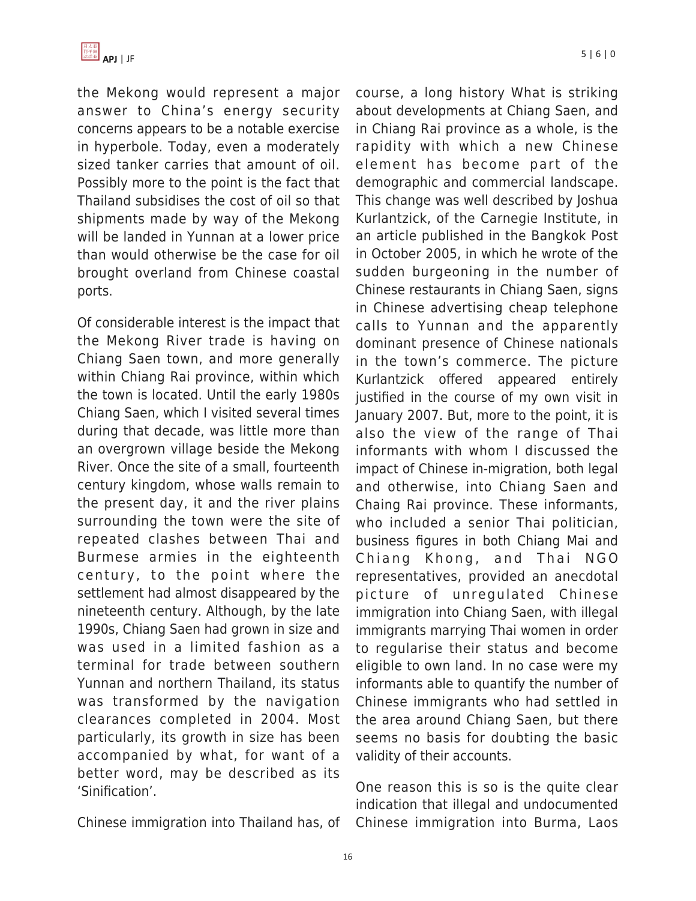the Mekong would represent a major answer to China's energy security concerns appears to be a notable exercise in hyperbole. Today, even a moderately sized tanker carries that amount of oil. Possibly more to the point is the fact that Thailand subsidises the cost of oil so that shipments made by way of the Mekong will be landed in Yunnan at a lower price than would otherwise be the case for oil brought overland from Chinese coastal ports.

Of considerable interest is the impact that the Mekong River trade is having on Chiang Saen town, and more generally within Chiang Rai province, within which the town is located. Until the early 1980s Chiang Saen, which I visited several times during that decade, was little more than an overgrown village beside the Mekong River. Once the site of a small, fourteenth century kingdom, whose walls remain to the present day, it and the river plains surrounding the town were the site of repeated clashes between Thai and Burmese armies in the eighteenth century, to the point where the settlement had almost disappeared by the nineteenth century. Although, by the late 1990s, Chiang Saen had grown in size and was used in a limited fashion as a terminal for trade between southern Yunnan and northern Thailand, its status was transformed by the navigation clearances completed in 2004. Most particularly, its growth in size has been accompanied by what, for want of a better word, may be described as its 'Sinification'.

Chinese immigration into Thailand has, of course, a long history What is striking about developments at Chiang Saen, and in Chiang Rai province as a whole, is the rapidity with which a new Chinese element has become part of the demographic and commercial landscape. This change was well described by Joshua Kurlantzick, of the Carnegie Institute, in an article published in the Bangkok Post in October 2005, in which he wrote of the sudden burgeoning in the number of Chinese restaurants in Chiang Saen, signs in Chinese advertising cheap telephone calls to Yunnan and the apparently dominant presence of Chinese nationals in the town's commerce. The picture Kurlantzick offered appeared entirely justified in the course of my own visit in January 2007. But, more to the point, it is also the view of the range of Thai informants with whom I discussed the impact of Chinese in-migration, both legal and otherwise, into Chiang Saen and Chaing Rai province. These informants, who included a senior Thai politician, business figures in both Chiang Mai and Chiang Khong, and Thai NGO representatives, provided an anecdotal picture of unregulated Chinese immigration into Chiang Saen, with illegal immigrants marrying Thai women in order to regularise their status and become eligible to own land. In no case were my informants able to quantify the number of Chinese immigrants who had settled in the area around Chiang Saen, but there seems no basis for doubting the basic validity of their accounts.

One reason this is so is the quite clear indication that illegal and undocumented Chinese immigration into Burma, Laos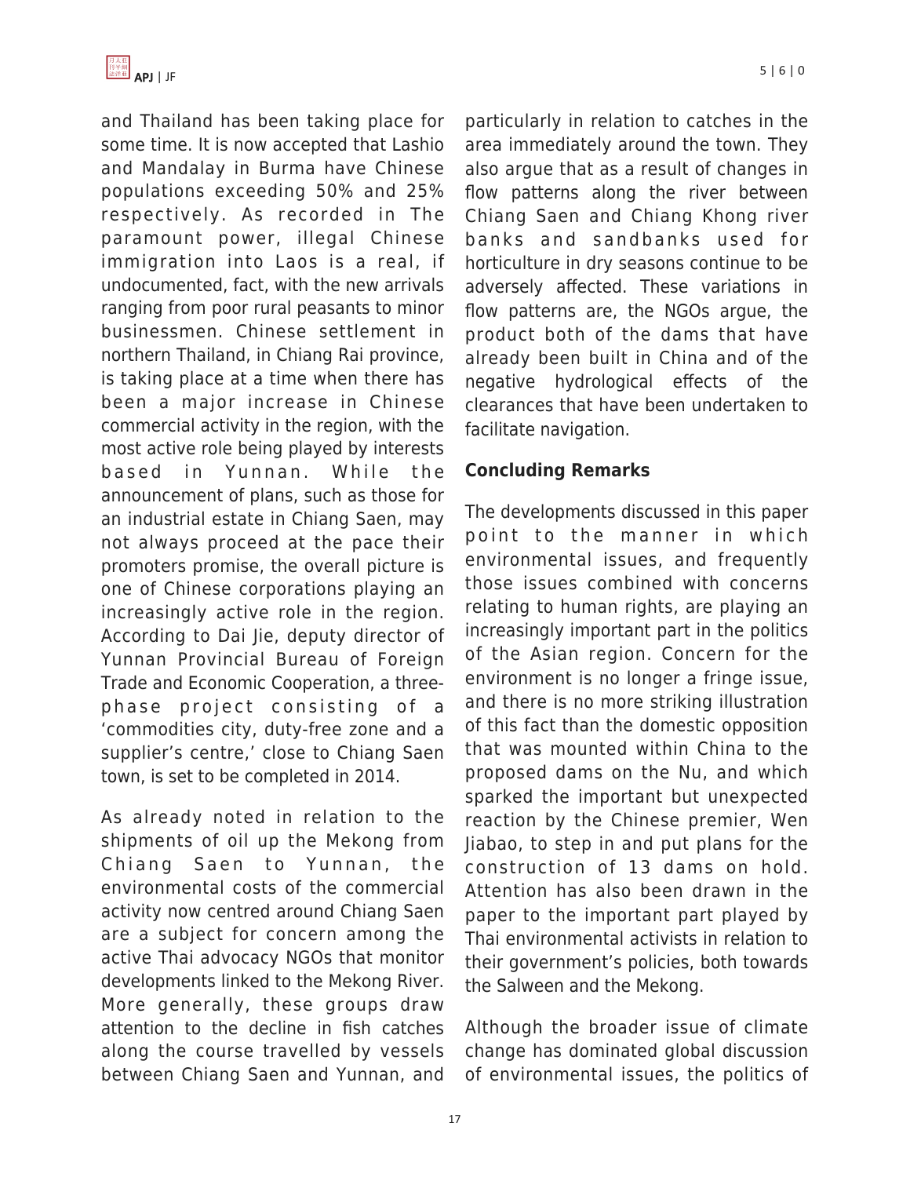and Thailand has been taking place for some time. It is now accepted that Lashio and Mandalay in Burma have Chinese populations exceeding 50% and 25% respectively. As recorded in The paramount power, illegal Chinese immigration into Laos is a real, if undocumented, fact, with the new arrivals ranging from poor rural peasants to minor businessmen. Chinese settlement in northern Thailand, in Chiang Rai province, is taking place at a time when there has been a major increase in Chinese commercial activity in the region, with the most active role being played by interests based in Yunnan. While the announcement of plans, such as those for an industrial estate in Chiang Saen, may not always proceed at the pace their promoters promise, the overall picture is one of Chinese corporations playing an increasingly active role in the region. According to Dai Jie, deputy director of Yunnan Provincial Bureau of Foreign Trade and Economic Cooperation, a three-phase project consisting of a 'commodities city, duty-free zone and a supplier's centre,' close to Chiang Saen town, is set to be completed in 2014.

As already noted in relation to the shipments of oil up the Mekong from Chiang Saen to Yunnan, the environmental costs of the commercial activity now centred around Chiang Saen are a subject for concern among the active Thai advocacy NGOs that monitor developments linked to the Mekong River. More generally, these groups draw attention to the decline in fish catches along the course travelled by vessels between Chiang Saen and Yunnan, and particularly in relation to catches in the area immediately around the town. They also argue that as a result of changes in flow patterns along the river between Chiang Saen and Chiang Khong river banks and sandbanks used for horticulture in dry seasons continue to be adversely affected. These variations in flow patterns are, the NGOs argue, the product both of the dams that have already been built in China and of the negative hydrological effects of the clearances that have been undertaken to facilitate navigation.

## Concluding Remarks

The developments discussed in this paper point to the manner in which environmental issues, and frequently those issues combined with concerns relating to human rights, are playing an increasingly important part in the politics of the Asian region. Concern for the environment is no longer a fringe issue, and there is no more striking illustration of this fact than the domestic opposition that was mounted within China to the proposed dams on the Nu, and which sparked the important but unexpected reaction by the Chinese premier, Wen Jiabao, to step in and put plans for the construction of 13 dams on hold. Attention has also been drawn in the paper to the important part played by Thai environmental activists in relation to their government's policies, both towards the Salween and the Mekong.

Although the broader issue of climate change has dominated global discussion of environmental issues, the politics of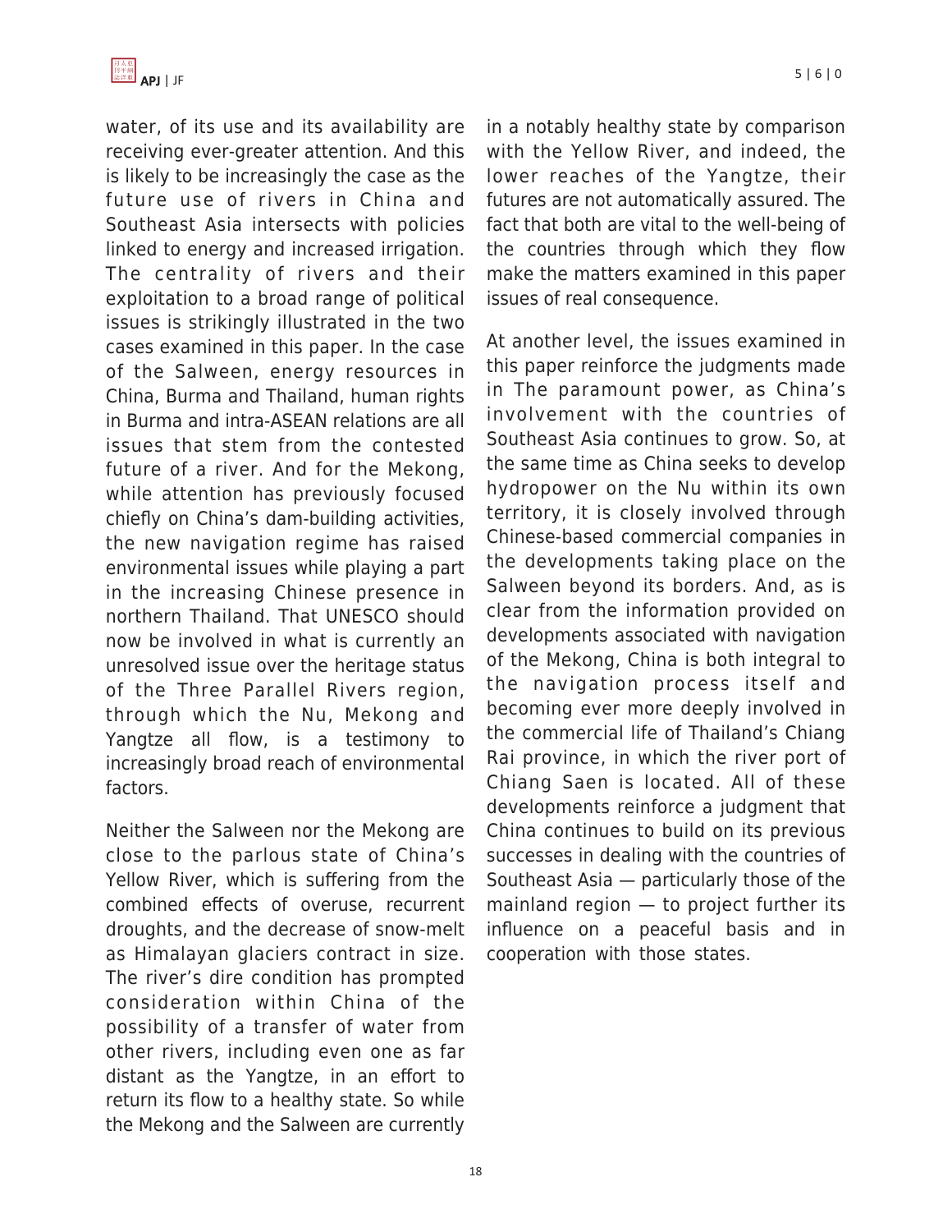water, of its use and its availability are receiving ever-greater attention. And this is likely to be increasingly the case as the future use of rivers in China and Southeast Asia intersects with policies linked to energy and increased irrigation. The centrality of rivers and their exploitation to a broad range of political issues is strikingly illustrated in the two cases examined in this paper. In the case of the Salween, energy resources in China, Burma and Thailand, human rights in Burma and intra-ASEAN relations are all issues that stem from the contested future of a river. And for the Mekong, while attention has previously focused chiefly on China's dam-building activities, the new navigation regime has raised environmental issues while playing a part in the increasing Chinese presence in northern Thailand. That UNESCO should now be involved in what is currently an unresolved issue over the heritage status of the Three Parallel Rivers region, through which the Nu, Mekong and Yangtze all flow, is a testimony to increasingly broad reach of environmental factors.

Neither the Salween nor the Mekong are close to the parlous state of China's Yellow River, which is suffering from the combined effects of overuse, recurrent droughts, and the decrease of snow-melt as Himalayan glaciers contract in size. The river's dire condition has prompted consideration within China of the possibility of a transfer of water from other rivers, including even one as far distant as the Yangtze, in an effort to return its flow to a healthy state. So while the Mekong and the Salween are currently in a notably healthy state by comparison with the Yellow River, and indeed, the lower reaches of the Yangtze, their futures are not automatically assured. The fact that both are vital to the well-being of the countries through which they flow make the matters examined in this paper issues of real consequence.

At another level, the issues examined in this paper reinforce the judgments made in The paramount power, as China's involvement with the countries of Southeast Asia continues to grow. So, at the same time as China seeks to develop hydropower on the Nu within its own territory, it is closely involved through Chinese-based commercial companies in the developments taking place on the Salween beyond its borders. And, as is clear from the information provided on developments associated with navigation of the Mekong, China is both integral to the navigation process itself and becoming ever more deeply involved in the commercial life of Thailand's Chiang Rai province, in which the river port of Chiang Saen is located. All of these developments reinforce a judgment that China continues to build on its previous successes in dealing with the countries of Southeast Asia — particularly those of the mainland region — to project further its influence on a peaceful basis and in cooperation with those states.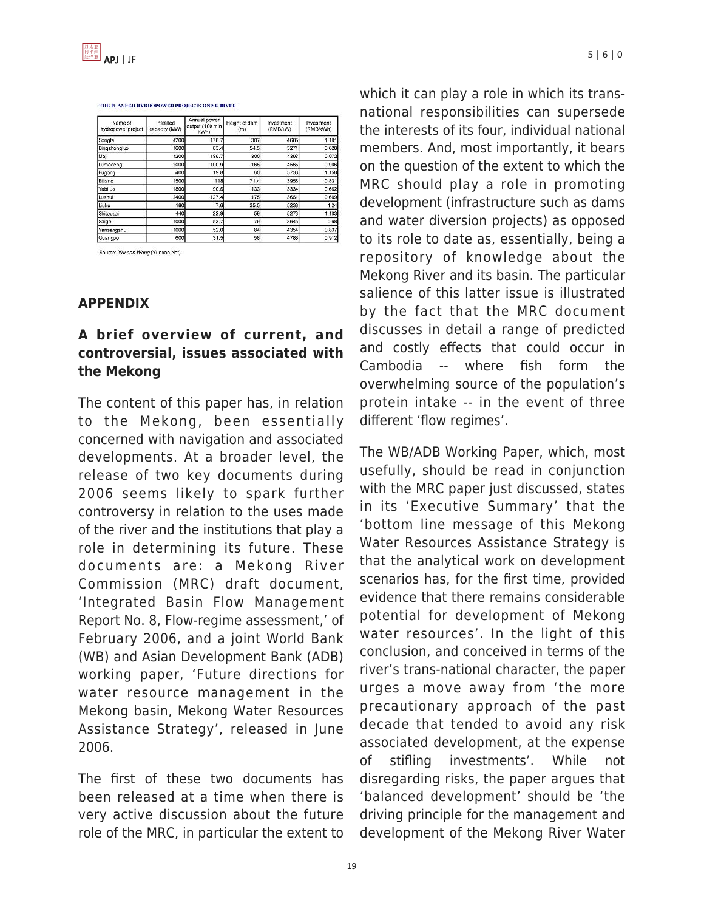THE PLANNED HYDROPOWER PROJECTS ON NU RIVER

| Name of hydropower project | Installed capacity (MW) | Annual power output (100 mln kWh) | Height of dam (m) | Investment (RMB/kW) | Investment (RMB/kWh) |
|---|---|---|---|---|---|
| Songta | 4200 | 178.7 | 307 | 4685 | 1.101 |
| Bingzhongluo | 1600 | 83.4 | 54.5 | 3271 | 0.628 |
| Maji | 4200 | 189.7 | 300 | 4303 | 0.972 |
| Lumadeng | 2000 | 100.9 | 165 | 4565 | 0.906 |
| Fugong | 400 | 19.8 | 60 | 5733 | 1.158 |
| Bijiang | 1500 | 118 | 71.4 | 3958 | 0.831 |
| Yabiluo | 1800 | 90.6 | 133 | 3334 | 0.662 |
| Lushui | 2400 | 127.4 | 175 | 3661 | 0.689 |
| Liuku | 180 | 7.6 | 35.5 | 5238 | 1.24 |
| Shitouzai | 440 | 22.9 | 59 | 5273 | 1.103 |
| Saige | 1000 | 53.7 | 79 | 3640 | 0.98 |
| Yansangshu | 1000 | 52.0 | 84 | 4354 | 0.837 |
| Guangpo | 600 | 31.5 | 58 | 4788 | 0.912 |

Source: *Yunnan Wang* (Yunnan Net)

## APPENDIX

### A brief overview of current, and controversial, issues associated with the Mekong

The content of this paper has, in relation to the Mekong, been essentially concerned with navigation and associated developments. At a broader level, the release of two key documents during 2006 seems likely to spark further controversy in relation to the uses made of the river and the institutions that play a role in determining its future. These documents are: a Mekong River Commission (MRC) draft document, 'Integrated Basin Flow Management Report No. 8, Flow-regime assessment,' of February 2006, and a joint World Bank (WB) and Asian Development Bank (ADB) working paper, 'Future directions for water resource management in the Mekong basin, Mekong Water Resources Assistance Strategy', released in June 2006.

The first of these two documents has been released at a time when there is very active discussion about the future role of the MRC, in particular the extent to which it can play a role in which its trans-national responsibilities can supersede the interests of its four, individual national members. And, most importantly, it bears on the question of the extent to which the MRC should play a role in promoting development (infrastructure such as dams and water diversion projects) as opposed to its role to date as, essentially, being a repository of knowledge about the Mekong River and its basin. The particular salience of this latter issue is illustrated by the fact that the MRC document discusses in detail a range of predicted and costly effects that could occur in Cambodia -- where fish form the overwhelming source of the population's protein intake -- in the event of three different 'flow regimes'.

The WB/ADB Working Paper, which, most usefully, should be read in conjunction with the MRC paper just discussed, states in its 'Executive Summary' that the 'bottom line message of this Mekong Water Resources Assistance Strategy is that the analytical work on development scenarios has, for the first time, provided evidence that there remains considerable potential for development of Mekong water resources'. In the light of this conclusion, and conceived in terms of the river's trans-national character, the paper urges a move away from 'the more precautionary approach of the past decade that tended to avoid any risk associated development, at the expense of stifling investments'. While not disregarding risks, the paper argues that 'balanced development' should be 'the driving principle for the management and development of the Mekong River Water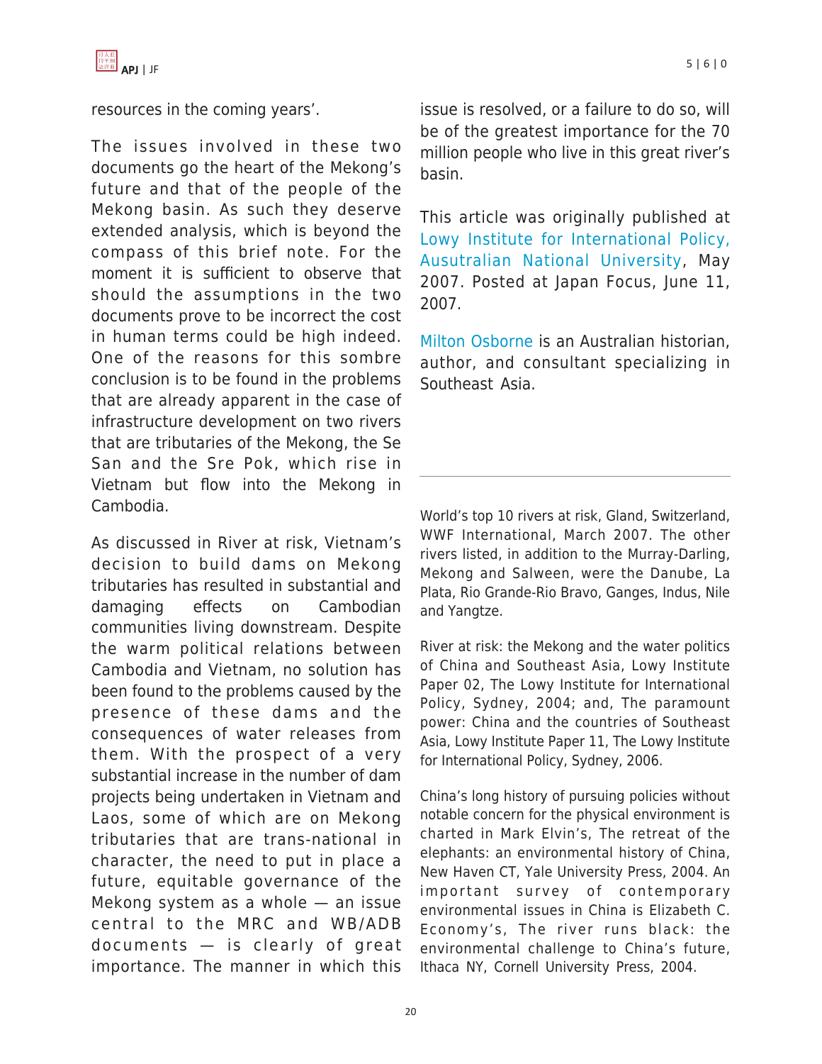resources in the coming years'.

The issues involved in these two documents go the heart of the Mekong's future and that of the people of the Mekong basin. As such they deserve extended analysis, which is beyond the compass of this brief note. For the moment it is sufficient to observe that should the assumptions in the two documents prove to be incorrect the cost in human terms could be high indeed. One of the reasons for this sombre conclusion is to be found in the problems that are already apparent in the case of infrastructure development on two rivers that are tributaries of the Mekong, the Se San and the Sre Pok, which rise in Vietnam but flow into the Mekong in Cambodia.

As discussed in River at risk, Vietnam's decision to build dams on Mekong tributaries has resulted in substantial and damaging effects on Cambodian communities living downstream. Despite the warm political relations between Cambodia and Vietnam, no solution has been found to the problems caused by the presence of these dams and the consequences of water releases from them. With the prospect of a very substantial increase in the number of dam projects being undertaken in Vietnam and Laos, some of which are on Mekong tributaries that are trans-national in character, the need to put in place a future, equitable governance of the Mekong system as a whole — an issue central to the MRC and WB/ADB documents — is clearly of great importance. The manner in which this issue is resolved, or a failure to do so, will be of the greatest importance for the 70 million people who live in this great river's basin.

This article was originally published at Lowy Institute for International Policy, Ausutralian National University, May 2007. Posted at Japan Focus, June 11, 2007.

Milton Osborne is an Australian historian, author, and consultant specializing in Southeast Asia.

---

World's top 10 rivers at risk, Gland, Switzerland, WWF International, March 2007. The other rivers listed, in addition to the Murray-Darling, Mekong and Salween, were the Danube, La Plata, Rio Grande-Rio Bravo, Ganges, Indus, Nile and Yangtze.

River at risk: the Mekong and the water politics of China and Southeast Asia, Lowy Institute Paper 02, The Lowy Institute for International Policy, Sydney, 2004; and, The paramount power: China and the countries of Southeast Asia, Lowy Institute Paper 11, The Lowy Institute for International Policy, Sydney, 2006.

China's long history of pursuing policies without notable concern for the physical environment is charted in Mark Elvin's, The retreat of the elephants: an environmental history of China, New Haven CT, Yale University Press, 2004. An important survey of contemporary environmental issues in China is Elizabeth C. Economy's, The river runs black: the environmental challenge to China's future, Ithaca NY, Cornell University Press, 2004.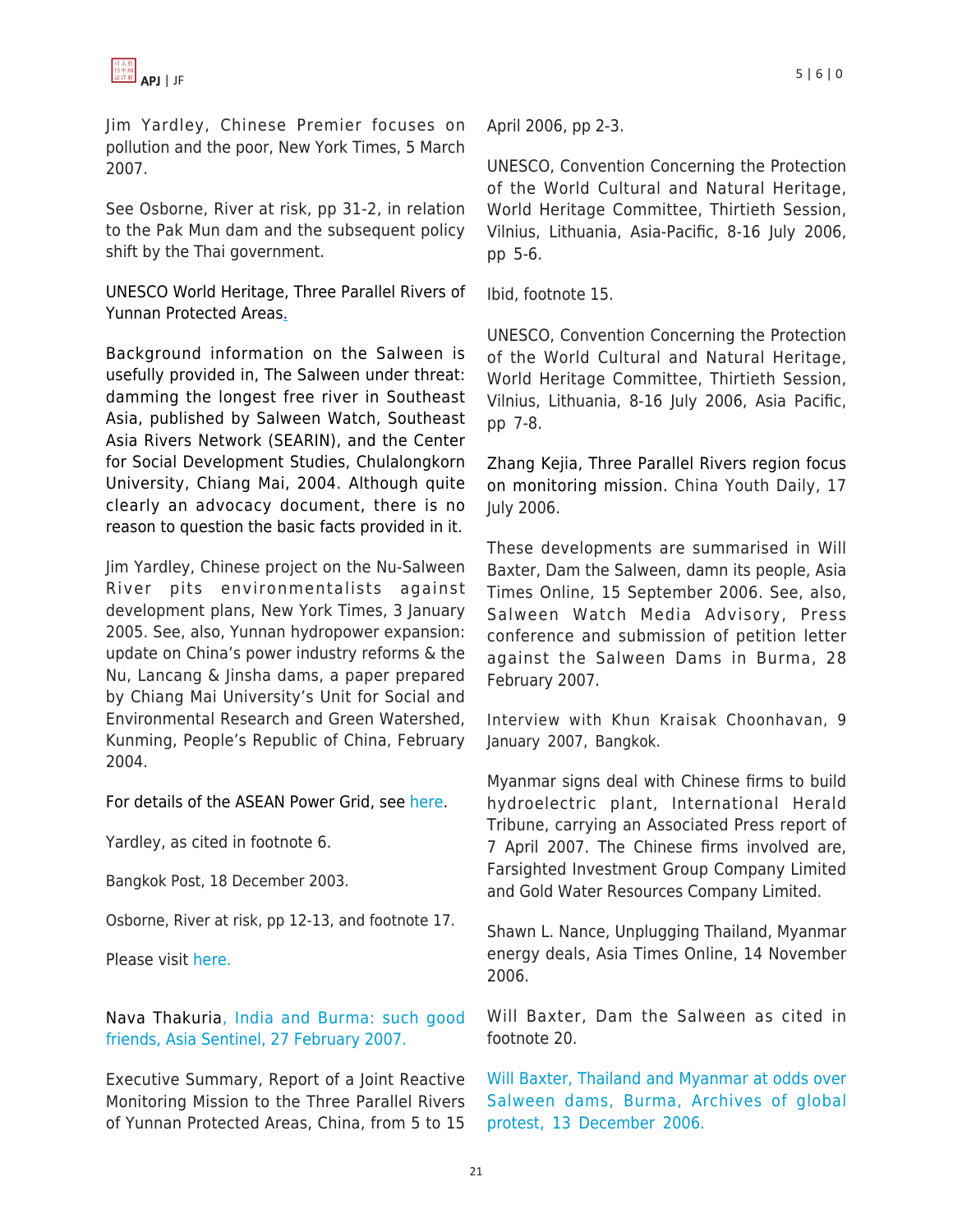Jim Yardley, Chinese Premier focuses on pollution and the poor, New York Times, 5 March 2007.

See Osborne, River at risk, pp 31-2, in relation to the Pak Mun dam and the subsequent policy shift by the Thai government.

UNESCO World Heritage, Three Parallel Rivers of Yunnan Protected Areas.

Background information on the Salween is usefully provided in, The Salween under threat: damming the longest free river in Southeast Asia, published by Salween Watch, Southeast Asia Rivers Network (SEARIN), and the Center for Social Development Studies, Chulalongkorn University, Chiang Mai, 2004. Although quite clearly an advocacy document, there is no reason to question the basic facts provided in it.

Jim Yardley, Chinese project on the Nu-Salween River pits environmentalists against development plans, New York Times, 3 January 2005. See, also, Yunnan hydropower expansion: update on China's power industry reforms & the Nu, Lancang & Jinsha dams, a paper prepared by Chiang Mai University's Unit for Social and Environmental Research and Green Watershed, Kunming, People's Republic of China, February 2004.

For details of the ASEAN Power Grid, see here.

Yardley, as cited in footnote 6.

Bangkok Post, 18 December 2003.

Osborne, River at risk, pp 12-13, and footnote 17.

Please visit here.

Nava Thakuria, India and Burma: such good friends, Asia Sentinel, 27 February 2007.

Executive Summary, Report of a Joint Reactive Monitoring Mission to the Three Parallel Rivers of Yunnan Protected Areas, China, from 5 to 15 April 2006, pp 2-3.

UNESCO, Convention Concerning the Protection of the World Cultural and Natural Heritage, World Heritage Committee, Thirtieth Session, Vilnius, Lithuania, Asia-Pacific, 8-16 July 2006, pp 5-6.

Ibid, footnote 15.

UNESCO, Convention Concerning the Protection of the World Cultural and Natural Heritage, World Heritage Committee, Thirtieth Session, Vilnius, Lithuania, 8-16 July 2006, Asia Pacific, pp 7-8.

Zhang Kejia, Three Parallel Rivers region focus on monitoring mission. China Youth Daily, 17 July 2006.

These developments are summarised in Will Baxter, Dam the Salween, damn its people, Asia Times Online, 15 September 2006. See, also, Salween Watch Media Advisory, Press conference and submission of petition letter against the Salween Dams in Burma, 28 February 2007.

Interview with Khun Kraisak Choonhavan, 9 January 2007, Bangkok.

Myanmar signs deal with Chinese firms to build hydroelectric plant, International Herald Tribune, carrying an Associated Press report of 7 April 2007. The Chinese firms involved are, Farsighted Investment Group Company Limited and Gold Water Resources Company Limited.

Shawn L. Nance, Unplugging Thailand, Myanmar energy deals, Asia Times Online, 14 November 2006.

Will Baxter, Dam the Salween as cited in footnote 20.

Will Baxter, Thailand and Myanmar at odds over Salween dams, Burma, Archives of global protest, 13 December 2006.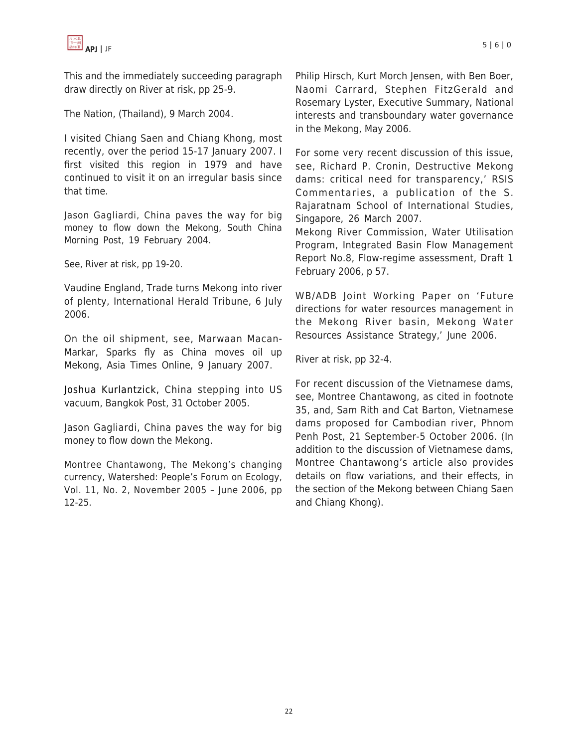This and the immediately succeeding paragraph draw directly on River at risk, pp 25-9.

The Nation, (Thailand), 9 March 2004.

I visited Chiang Saen and Chiang Khong, most recently, over the period 15-17 January 2007. I first visited this region in 1979 and have continued to visit it on an irregular basis since that time.

Jason Gagliardi, China paves the way for big money to flow down the Mekong, South China Morning Post, 19 February 2004.

See, River at risk, pp 19-20.

Vaudine England, Trade turns Mekong into river of plenty, International Herald Tribune, 6 July 2006.

On the oil shipment, see, Marwaan Macan-Markar, Sparks fly as China moves oil up Mekong, Asia Times Online, 9 January 2007.

Joshua Kurlantzick, China stepping into US vacuum, Bangkok Post, 31 October 2005.

Jason Gagliardi, China paves the way for big money to flow down the Mekong.

Montree Chantawong, The Mekong's changing currency, Watershed: People's Forum on Ecology, Vol. 11, No. 2, November 2005 – June 2006, pp 12-25.

Philip Hirsch, Kurt Morch Jensen, with Ben Boer, Naomi Carrard, Stephen FitzGerald and Rosemary Lyster, Executive Summary, National interests and transboundary water governance in the Mekong, May 2006.

For some very recent discussion of this issue, see, Richard P. Cronin, Destructive Mekong dams: critical need for transparency,' RSIS Commentaries, a publication of the S. Rajaratnam School of International Studies, Singapore, 26 March 2007.

Mekong River Commission, Water Utilisation Program, Integrated Basin Flow Management Report No.8, Flow-regime assessment, Draft 1 February 2006, p 57.

WB/ADB Joint Working Paper on 'Future directions for water resources management in the Mekong River basin, Mekong Water Resources Assistance Strategy,' June 2006.

River at risk, pp 32-4.

For recent discussion of the Vietnamese dams, see, Montree Chantawong, as cited in footnote 35, and, Sam Rith and Cat Barton, Vietnamese dams proposed for Cambodian river, Phnom Penh Post, 21 September-5 October 2006. (In addition to the discussion of Vietnamese dams, Montree Chantawong's article also provides details on flow variations, and their effects, in the section of the Mekong between Chiang Saen and Chiang Khong).